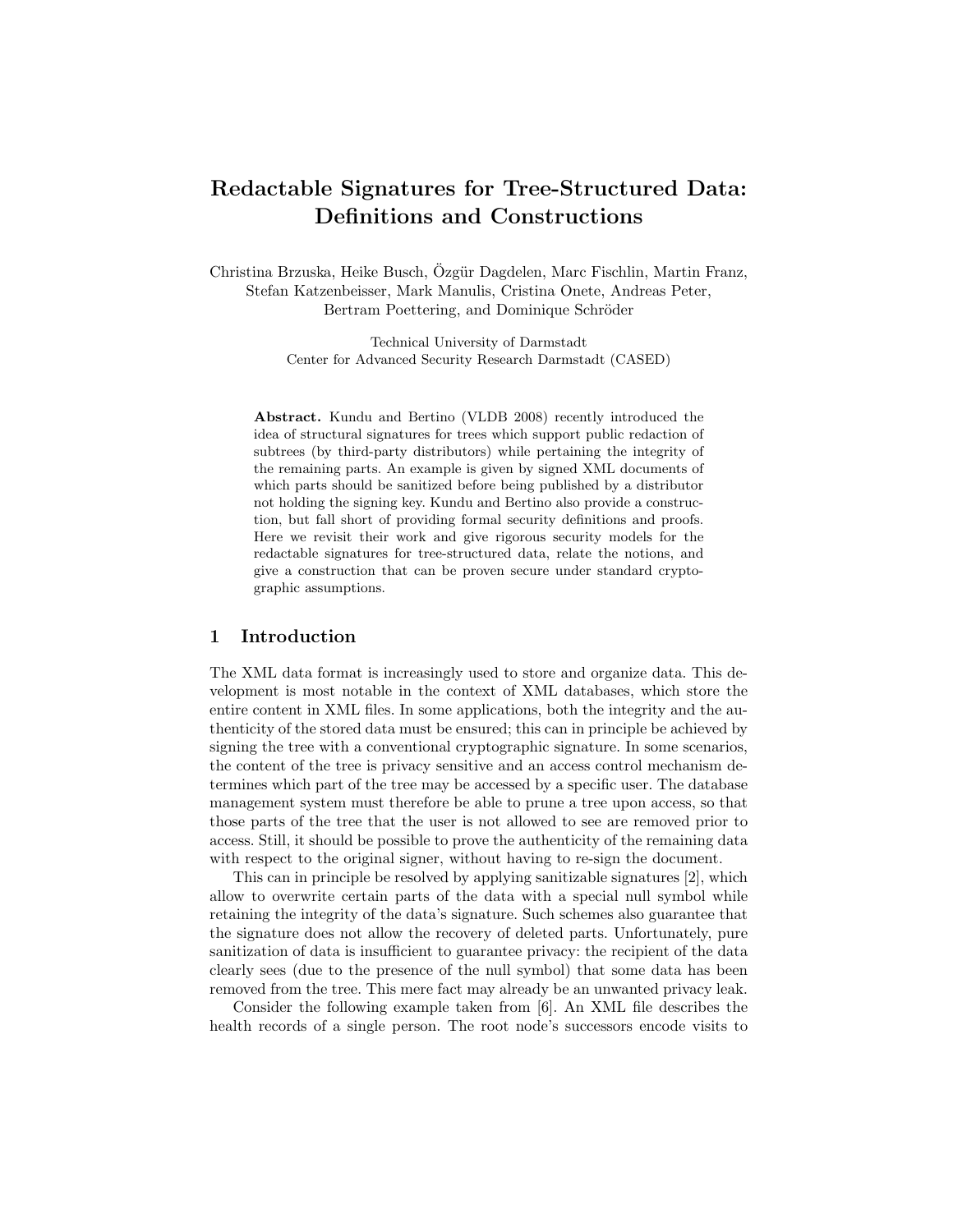# Redactable Signatures for Tree-Structured Data: Definitions and Constructions

Christina Brzuska, Heike Busch, Özgür Dagdelen, Marc Fischlin, Martin Franz, Stefan Katzenbeisser, Mark Manulis, Cristina Onete, Andreas Peter, Bertram Poettering, and Dominique Schröder

Technical University of Darmstadt
Center for Advanced Security Research Darmstadt (CASED)

**Abstract.** Kundu and Bertino (VLDB 2008) recently introduced the idea of structural signatures for trees which support public redaction of subtrees (by third-party distributors) while pertaining the integrity of the remaining parts. An example is given by signed XML documents of which parts should be sanitized before being published by a distributor not holding the signing key. Kundu and Bertino also provide a construction, but fall short of providing formal security definitions and proofs. Here we revisit their work and give rigorous security models for the redactable signatures for tree-structured data, relate the notions, and give a construction that can be proven secure under standard cryptographic assumptions.

## 1 Introduction

The XML data format is increasingly used to store and organize data. This development is most notable in the context of XML databases, which store the entire content in XML files. In some applications, both the integrity and the authenticity of the stored data must be ensured; this can in principle be achieved by signing the tree with a conventional cryptographic signature. In some scenarios, the content of the tree is privacy sensitive and an access control mechanism determines which part of the tree may be accessed by a specific user. The database management system must therefore be able to prune a tree upon access, so that those parts of the tree that the user is not allowed to see are removed prior to access. Still, it should be possible to prove the authenticity of the remaining data with respect to the original signer, without having to re-sign the document.

This can in principle be resolved by applying sanitizable signatures [2], which allow to overwrite certain parts of the data with a special null symbol while retaining the integrity of the data's signature. Such schemes also guarantee that the signature does not allow the recovery of deleted parts. Unfortunately, pure sanitization of data is insufficient to guarantee privacy: the recipient of the data clearly sees (due to the presence of the null symbol) that some data has been removed from the tree. This mere fact may already be an unwanted privacy leak.

Consider the following example taken from [6]. An XML file describes the health records of a single person. The root node's successors encode visits to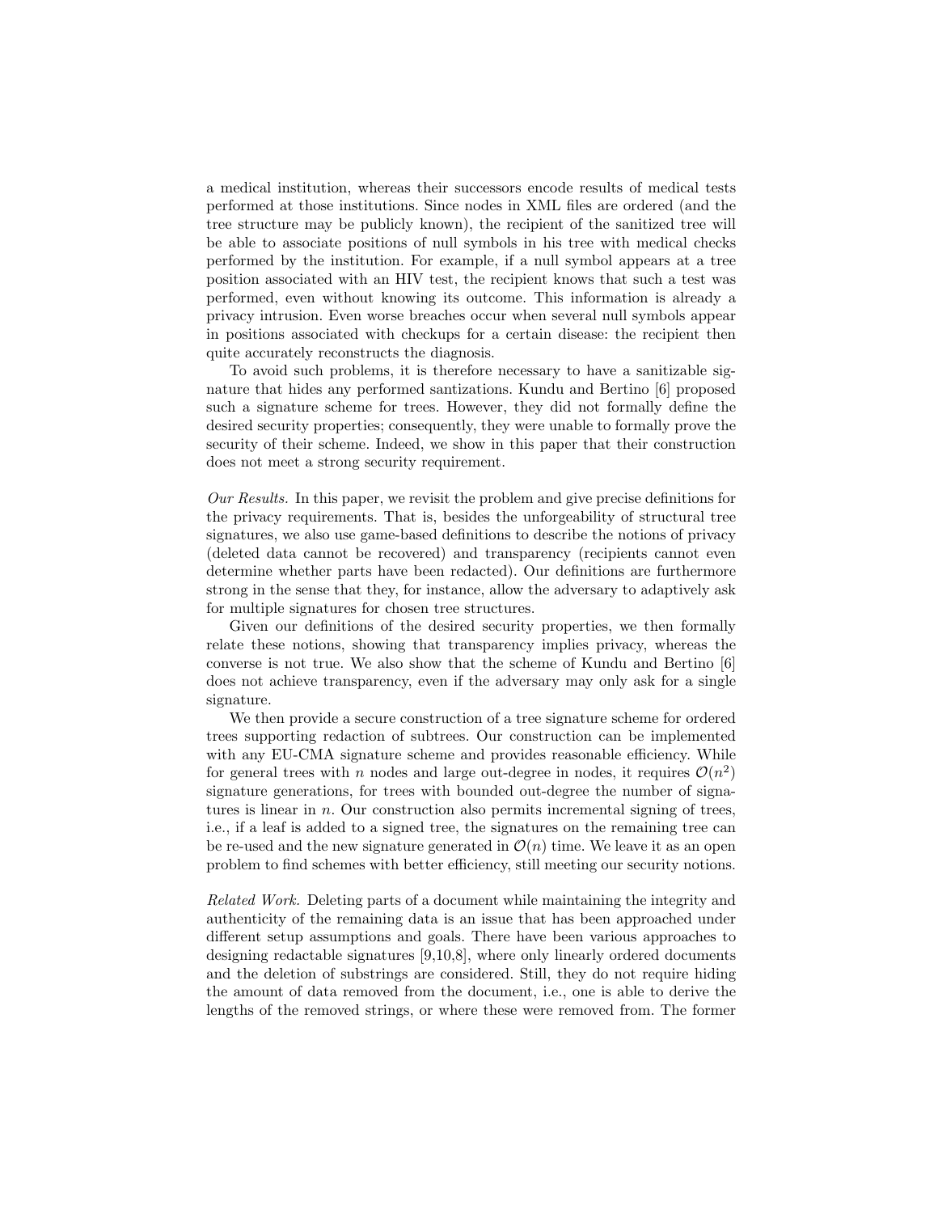a medical institution, whereas their successors encode results of medical tests performed at those institutions. Since nodes in XML files are ordered (and the tree structure may be publicly known), the recipient of the sanitized tree will be able to associate positions of null symbols in his tree with medical checks performed by the institution. For example, if a null symbol appears at a tree position associated with an HIV test, the recipient knows that such a test was performed, even without knowing its outcome. This information is already a privacy intrusion. Even worse breaches occur when several null symbols appear in positions associated with checkups for a certain disease: the recipient then quite accurately reconstructs the diagnosis.

To avoid such problems, it is therefore necessary to have a sanitizable signature that hides any performed santizations. Kundu and Bertino [6] proposed such a signature scheme for trees. However, they did not formally define the desired security properties; consequently, they were unable to formally prove the security of their scheme. Indeed, we show in this paper that their construction does not meet a strong security requirement.

*Our Results.* In this paper, we revisit the problem and give precise definitions for the privacy requirements. That is, besides the unforgeability of structural tree signatures, we also use game-based definitions to describe the notions of privacy (deleted data cannot be recovered) and transparency (recipients cannot even determine whether parts have been redacted). Our definitions are furthermore strong in the sense that they, for instance, allow the adversary to adaptively ask for multiple signatures for chosen tree structures.

Given our definitions of the desired security properties, we then formally relate these notions, showing that transparency implies privacy, whereas the converse is not true. We also show that the scheme of Kundu and Bertino [6] does not achieve transparency, even if the adversary may only ask for a single signature.

We then provide a secure construction of a tree signature scheme for ordered trees supporting redaction of subtrees. Our construction can be implemented with any EU-CMA signature scheme and provides reasonable efficiency. While for general trees with $n$ nodes and large out-degree in nodes, it requires $\mathcal{O}(n^2)$ signature generations, for trees with bounded out-degree the number of signatures is linear in $n$. Our construction also permits incremental signing of trees, i.e., if a leaf is added to a signed tree, the signatures on the remaining tree can be re-used and the new signature generated in $\mathcal{O}(n)$ time. We leave it as an open problem to find schemes with better efficiency, still meeting our security notions.

*Related Work.* Deleting parts of a document while maintaining the integrity and authenticity of the remaining data is an issue that has been approached under different setup assumptions and goals. There have been various approaches to designing redactable signatures [9,10,8], where only linearly ordered documents and the deletion of substrings are considered. Still, they do not require hiding the amount of data removed from the document, i.e., one is able to derive the lengths of the removed strings, or where these were removed from. The former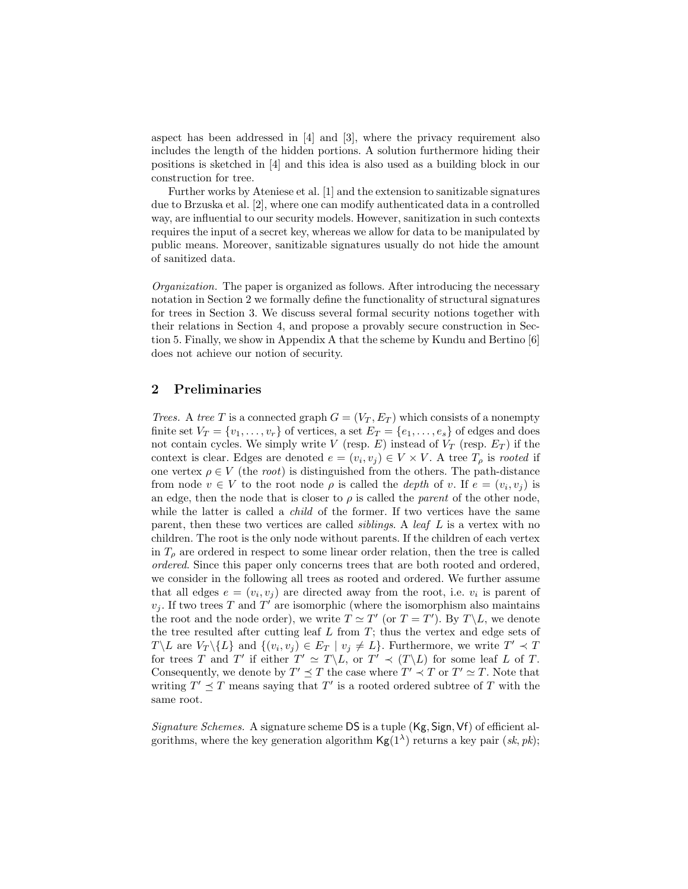aspect has been addressed in [4] and [3], where the privacy requirement also includes the length of the hidden portions. A solution furthermore hiding their positions is sketched in [4] and this idea is also used as a building block in our construction for tree.

Further works by Ateniese et al. [1] and the extension to sanitizable signatures due to Brzuska et al. [2], where one can modify authenticated data in a controlled way, are influential to our security models. However, sanitization in such contexts requires the input of a secret key, whereas we allow for data to be manipulated by public means. Moreover, sanitizable signatures usually do not hide the amount of sanitized data.

*Organization.* The paper is organized as follows. After introducing the necessary notation in Section 2 we formally define the functionality of structural signatures for trees in Section 3. We discuss several formal security notions together with their relations in Section 4, and propose a provably secure construction in Section 5. Finally, we show in Appendix A that the scheme by Kundu and Bertino [6] does not achieve our notion of security.

## 2 Preliminaries

*Trees.* A *tree* $T$ is a connected graph $G = (V_T, E_T)$ which consists of a nonempty finite set $V_T = \{v_1, \ldots, v_r\}$ of vertices, a set $E_T = \{e_1, \ldots, e_s\}$ of edges and does not contain cycles. We simply write $V$ (resp. $E$) instead of $V_T$ (resp. $E_T$) if the context is clear. Edges are denoted $e = (v_i, v_j) \in V \times V$. A tree $T_\rho$ is *rooted* if one vertex $\rho \in V$ (the *root*) is distinguished from the others. The path-distance from node $v \in V$ to the root node $\rho$ is called the *depth* of $v$. If $e = (v_i, v_j)$ is an edge, then the node that is closer to $\rho$ is called the *parent* of the other node, while the latter is called a *child* of the former. If two vertices have the same parent, then these two vertices are called *siblings*. A *leaf* $L$ is a vertex with no children. The root is the only node without parents. If the children of each vertex in $T_\rho$ are ordered in respect to some linear order relation, then the tree is called *ordered*. Since this paper only concerns trees that are both rooted and ordered, we consider in the following all trees as rooted and ordered. We further assume that all edges $e = (v_i, v_j)$ are directed away from the root, i.e. $v_i$ is parent of $v_j$. If two trees $T$ and $T'$ are isomorphic (where the isomorphism also maintains the root and the node order), we write $T \simeq T'$ (or $T = T'$). By $T \backslash L$, we denote the tree resulted after cutting leaf $L$ from $T$; thus the vertex and edge sets of $T \backslash L$ are $V_T \backslash \{L\}$ and $\{(v_i, v_j) \in E_T \mid v_j \neq L\}$. Furthermore, we write $T' \prec T$ for trees $T$ and $T'$ if either $T' \simeq T \backslash L$, or $T' \prec (T \backslash L)$ for some leaf $L$ of $T$. Consequently, we denote by $T' \preceq T$ the case where $T' \prec T$ or $T' \simeq T$. Note that writing $T' \preceq T$ means saying that $T'$ is a rooted ordered subtree of $T$ with the same root.

*Signature Schemes.* A signature scheme $\mathsf{DS}$ is a tuple $(\mathsf{Kg}, \mathsf{Sign}, \mathsf{Vf})$ of efficient algorithms, where the key generation algorithm $\mathsf{Kg}(1^\lambda)$ returns a key pair $(sk, pk)$;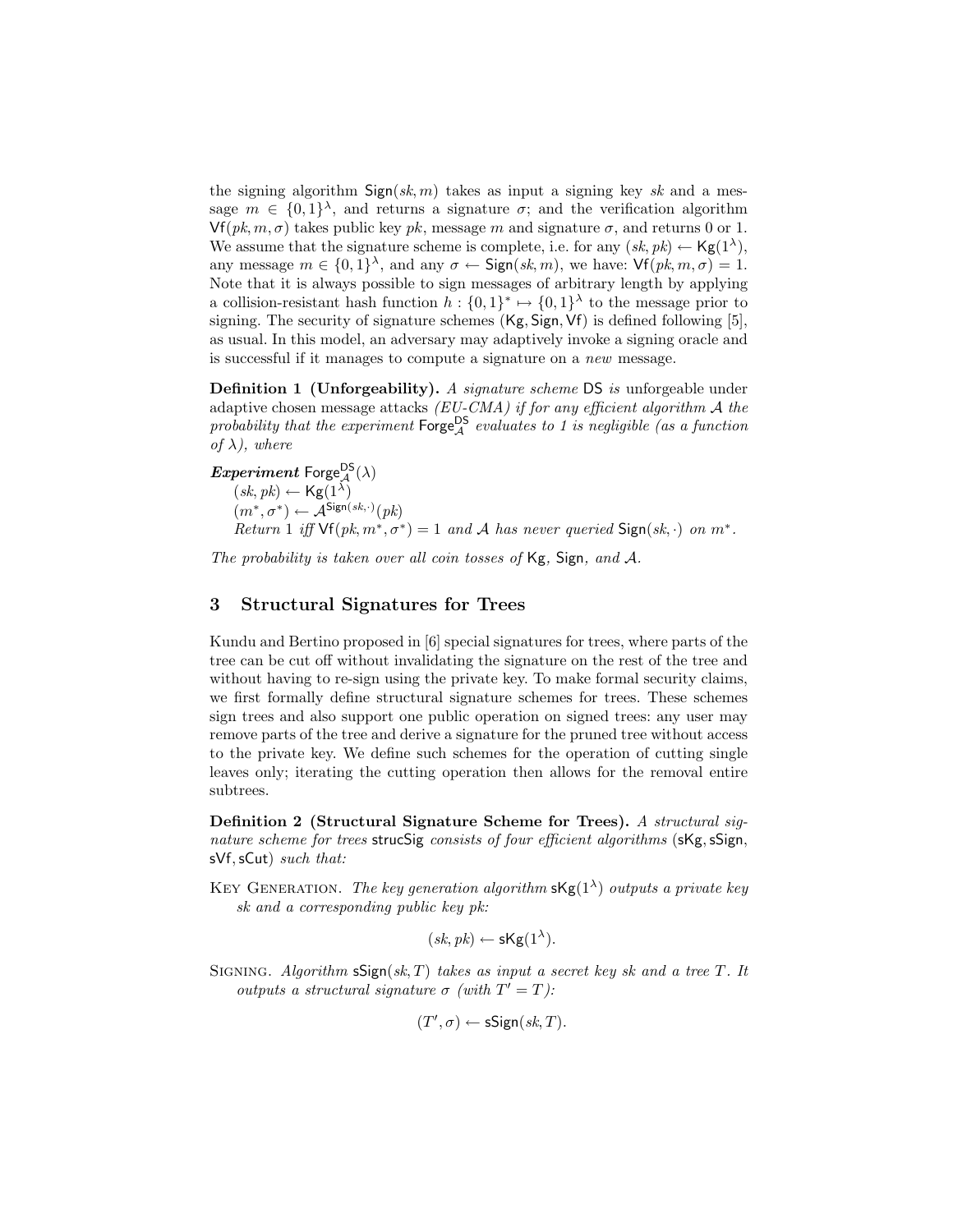the signing algorithm $\mathsf{Sign}(sk, m)$ takes as input a signing key $sk$ and a message $m \in \{0,1\}^\lambda$, and returns a signature $\sigma$; and the verification algorithm $\mathsf{Vf}(pk, m, \sigma)$ takes public key $pk$, message $m$ and signature $\sigma$, and returns 0 or 1. We assume that the signature scheme is complete, i.e. for any $(sk, pk) \leftarrow \mathsf{Kg}(1^\lambda)$, any message $m \in \{0,1\}^\lambda$, and any $\sigma \leftarrow \mathsf{Sign}(sk, m)$, we have: $\mathsf{Vf}(pk, m, \sigma) = 1$. Note that it is always possible to sign messages of arbitrary length by applying a collision-resistant hash function $h : \{0,1\}^* \mapsto \{0,1\}^\lambda$ to the message prior to signing. The security of signature schemes $(\mathsf{Kg}, \mathsf{Sign}, \mathsf{Vf})$ is defined following [5], as usual. In this model, an adversary may adaptively invoke a signing oracle and is successful if it manages to compute a signature on a *new* message.

**Definition 1 (Unforgeability).** *A signature scheme* $\mathsf{DS}$ *is* unforgeable under adaptive chosen message attacks *(EU-CMA) if for any efficient algorithm* $\mathcal{A}$ *the probability that the experiment* $\mathsf{Forge}_{\mathcal{A}}^{\mathsf{DS}}$ *evaluates to 1 is negligible (as a function of* $\lambda$*), where*

***Experiment*** $\mathsf{Forge}_{\mathcal{A}}^{\mathsf{DS}}(\lambda)$
$(sk, pk) \leftarrow \mathsf{Kg}(1^\lambda)$
$(m^*, \sigma^*) \leftarrow \mathcal{A}^{\mathsf{Sign}(sk,\cdot)}(pk)$
*Return 1 iff* $\mathsf{Vf}(pk, m^*, \sigma^*) = 1$ *and* $\mathcal{A}$ *has never queried* $\mathsf{Sign}(sk, \cdot)$ *on* $m^*$.

*The probability is taken over all coin tosses of* $\mathsf{Kg}$*,* $\mathsf{Sign}$*, and* $\mathcal{A}$*.*

## 3 Structural Signatures for Trees

Kundu and Bertino proposed in [6] special signatures for trees, where parts of the tree can be cut off without invalidating the signature on the rest of the tree and without having to re-sign using the private key. To make formal security claims, we first formally define structural signature schemes for trees. These schemes sign trees and also support one public operation on signed trees: any user may remove parts of the tree and derive a signature for the pruned tree without access to the private key. We define such schemes for the operation of cutting single leaves only; iterating the cutting operation then allows for the removal entire subtrees.

**Definition 2 (Structural Signature Scheme for Trees).** *A structural signature scheme for trees* $\mathsf{strucSig}$ *consists of four efficient algorithms* $(\mathsf{sKg}, \mathsf{sSign}, \mathsf{sVf}, \mathsf{sCut})$ *such that:*

Key Generation. *The key generation algorithm* $\mathsf{sKg}(1^\lambda)$ *outputs a private key* $sk$ *and a corresponding public key* $pk$*:*

$$(sk, pk) \leftarrow \mathsf{sKg}(1^\lambda).$$

Signing. *Algorithm* $\mathsf{sSign}(sk, T)$ *takes as input a secret key* $sk$ *and a tree* $T$*. It outputs a structural signature* $\sigma$ *(with* $T' = T$*):*

$$(T', \sigma) \leftarrow \mathsf{sSign}(sk, T).$$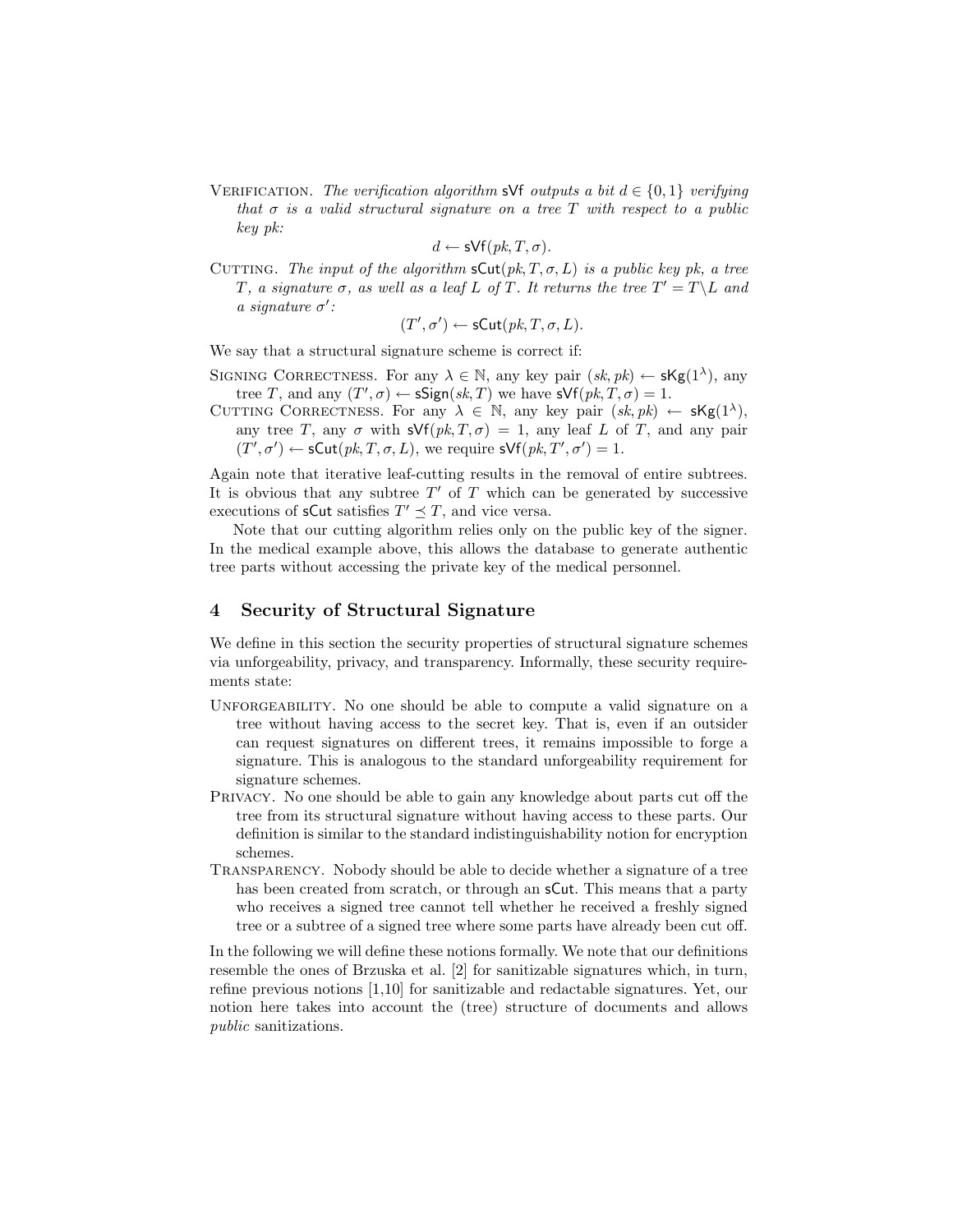Verification. *The verification algorithm* $\mathsf{sVf}$ *outputs a bit* $d \in \{0,1\}$ *verifying that* $\sigma$ *is a valid structural signature on a tree* $T$ *with respect to a public key* $pk$*:*

$$d \leftarrow \mathsf{sVf}(pk, T, \sigma).$$

Cutting. *The input of the algorithm* $\mathsf{sCut}(pk, T, \sigma, L)$ *is a public key* $pk$*, a tree* $T$*, a signature* $\sigma$*, as well as a leaf* $L$ *of* $T$*. It returns the tree* $T' = T \backslash L$ *and a signature* $\sigma'$*:*

$$(T', \sigma') \leftarrow \mathsf{sCut}(pk, T, \sigma, L).$$

We say that a structural signature scheme is correct if:

Signing Correctness. For any $\lambda \in \mathbb{N}$, any key pair $(sk, pk) \leftarrow \mathsf{sKg}(1^\lambda)$, any tree $T$, and any $(T', \sigma) \leftarrow \mathsf{sSign}(sk, T)$ we have $\mathsf{sVf}(pk, T, \sigma) = 1$.

Cutting Correctness. For any $\lambda \in \mathbb{N}$, any key pair $(sk, pk) \leftarrow \mathsf{sKg}(1^\lambda)$, any tree $T$, any $\sigma$ with $\mathsf{sVf}(pk, T, \sigma) = 1$, any leaf $L$ of $T$, and any pair $(T', \sigma') \leftarrow \mathsf{sCut}(pk, T, \sigma, L)$, we require $\mathsf{sVf}(pk, T', \sigma') = 1$.

Again note that iterative leaf-cutting results in the removal of entire subtrees. It is obvious that any subtree $T'$ of $T$ which can be generated by successive executions of $\mathsf{sCut}$ satisfies $T' \preceq T$, and vice versa.

Note that our cutting algorithm relies only on the public key of the signer. In the medical example above, this allows the database to generate authentic tree parts without accessing the private key of the medical personnel.

## 4 Security of Structural Signature

We define in this section the security properties of structural signature schemes via unforgeability, privacy, and transparency. Informally, these security requirements state:

Unforgeability. No one should be able to compute a valid signature on a tree without having access to the secret key. That is, even if an outsider can request signatures on different trees, it remains impossible to forge a signature. This is analogous to the standard unforgeability requirement for signature schemes.

Privacy. No one should be able to gain any knowledge about parts cut off the tree from its structural signature without having access to these parts. Our definition is similar to the standard indistinguishability notion for encryption schemes.

Transparency. Nobody should be able to decide whether a signature of a tree has been created from scratch, or through an $\mathsf{sCut}$. This means that a party who receives a signed tree cannot tell whether he received a freshly signed tree or a subtree of a signed tree where some parts have already been cut off.

In the following we will define these notions formally. We note that our definitions resemble the ones of Brzuska et al. [2] for sanitizable signatures which, in turn, refine previous notions [1,10] for sanitizable and redactable signatures. Yet, our notion here takes into account the (tree) structure of documents and allows *public* sanitizations.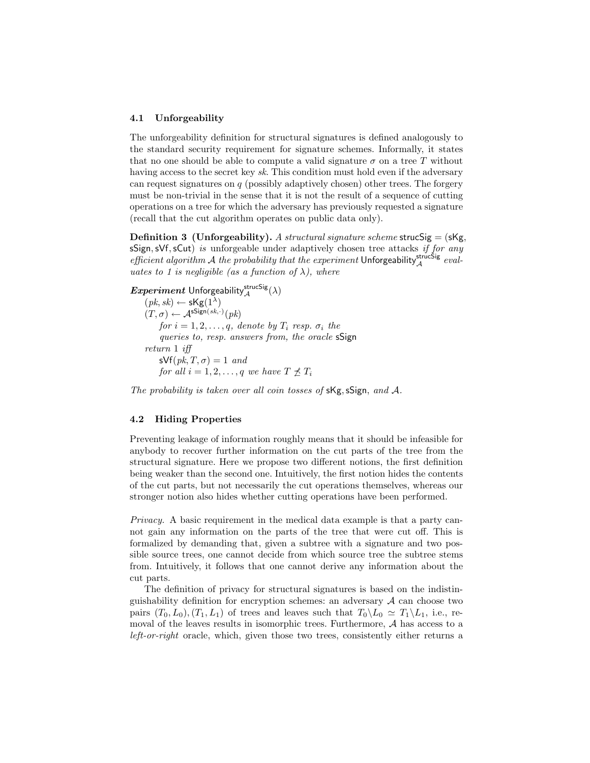### 4.1 Unforgeability

The unforgeability definition for structural signatures is defined analogously to the standard security requirement for signature schemes. Informally, it states that no one should be able to compute a valid signature $\sigma$ on a tree $T$ without having access to the secret key $sk$. This condition must hold even if the adversary can request signatures on $q$ (possibly adaptively chosen) other trees. The forgery must be non-trivial in the sense that it is not the result of a sequence of cutting operations on a tree for which the adversary has previously requested a signature (recall that the cut algorithm operates on public data only).

**Definition 3 (Unforgeability).** *A structural signature scheme* $\mathsf{strucSig} = (\mathsf{sKg}, \mathsf{sSign}, \mathsf{sVf}, \mathsf{sCut})$ *is* unforgeable under adaptively chosen tree attacks *if for any efficient algorithm* $\mathcal{A}$ *the probability that the experiment* $\mathsf{Unforgeability}_{\mathcal{A}}^{\mathsf{strucSig}}$ *evaluates to 1 is negligible (as a function of* $\lambda$*), where*

***Experiment*** $\mathsf{Unforgeability}_{\mathcal{A}}^{\mathsf{strucSig}}(\lambda)$
$(pk, sk) \leftarrow \mathsf{sKg}(1^{\lambda})$
$(T, \sigma) \leftarrow \mathcal{A}^{\mathsf{sSign}(sk,\cdot)}(pk)$
*for* $i = 1, 2, \ldots, q$*, denote by* $T_i$ *resp.* $\sigma_i$ *the queries to, resp. answers from, the oracle* $\mathsf{sSign}$
*return 1 iff*
$\mathsf{sVf}(pk, T, \sigma) = 1$ *and*
*for all* $i = 1, 2, \ldots, q$ *we have* $T \not\preceq T_i$

*The probability is taken over all coin tosses of* $\mathsf{sKg}, \mathsf{sSign}$*, and* $\mathcal{A}$*.*

### 4.2 Hiding Properties

Preventing leakage of information roughly means that it should be infeasible for anybody to recover further information on the cut parts of the tree from the structural signature. Here we propose two different notions, the first definition being weaker than the second one. Intuitively, the first notion hides the contents of the cut parts, but not necessarily the cut operations themselves, whereas our stronger notion also hides whether cutting operations have been performed.

*Privacy.* A basic requirement in the medical data example is that a party cannot gain any information on the parts of the tree that were cut off. This is formalized by demanding that, given a subtree with a signature and two possible source trees, one cannot decide from which source tree the subtree stems from. Intuitively, it follows that one cannot derive any information about the cut parts.

The definition of privacy for structural signatures is based on the indistinguishability definition for encryption schemes: an adversary $\mathcal{A}$ can choose two pairs $(T_0, L_0), (T_1, L_1)$ of trees and leaves such that $T_0 \backslash L_0 \simeq T_1 \backslash L_1$, i.e., removal of the leaves results in isomorphic trees. Furthermore, $\mathcal{A}$ has access to a *left-or-right* oracle, which, given those two trees, consistently either returns a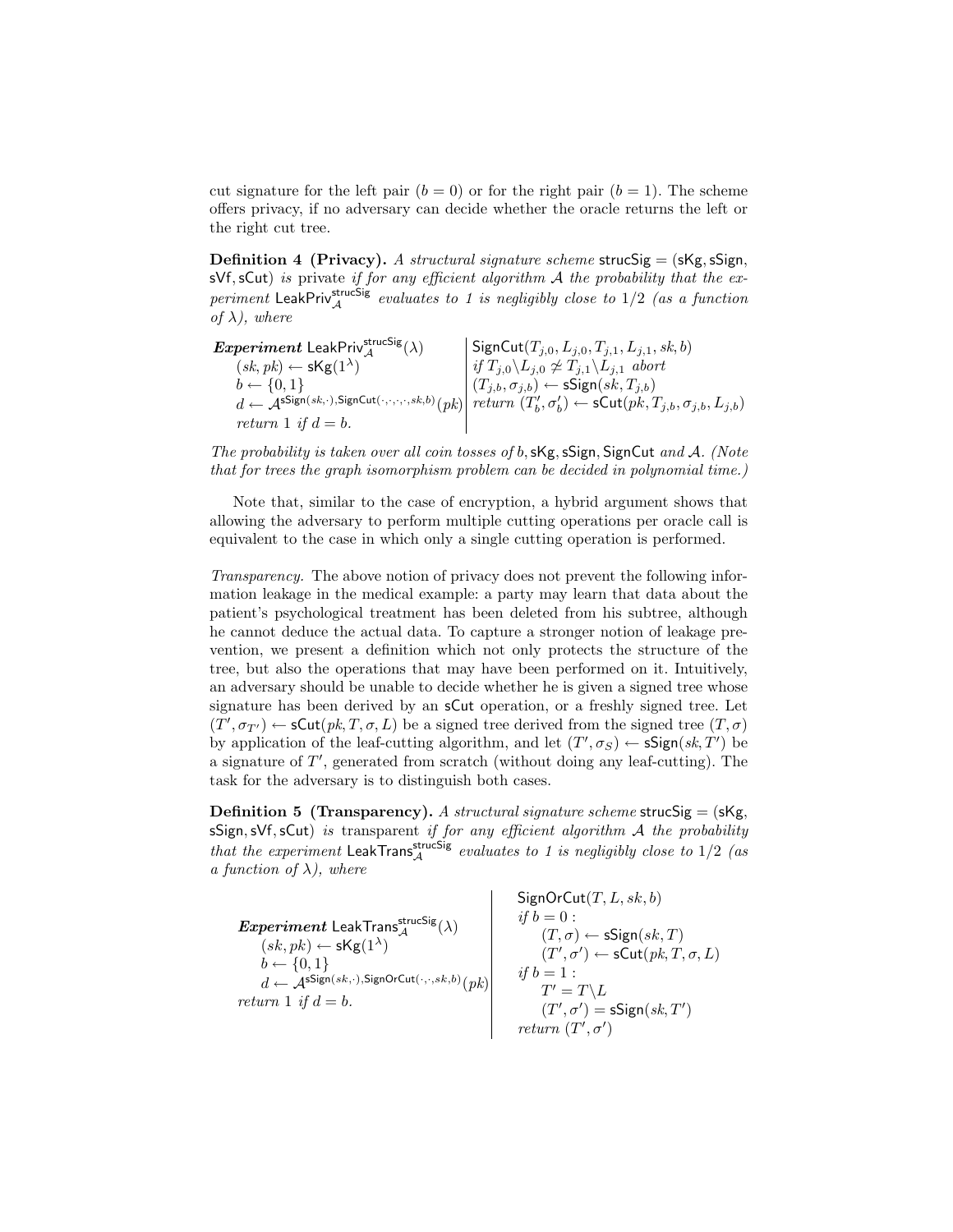cut signature for the left pair ($b = 0$) or for the right pair ($b = 1$). The scheme offers privacy, if no adversary can decide whether the oracle returns the left or the right cut tree.

**Definition 4 (Privacy).** *A structural signature scheme* $\mathsf{strucSig} = (\mathsf{sKg}, \mathsf{sSign}, \mathsf{sVf}, \mathsf{sCut})$ *is* private *if for any efficient algorithm* $\mathcal{A}$ *the probability that the experiment* $\mathsf{LeakPriv}_{\mathcal{A}}^{\mathsf{strucSig}}$ *evaluates to 1 is negligibly close to* $1/2$ *(as a function of* $\lambda$*), where*

| | |
|---|---|
| ***Experiment*** $\mathsf{LeakPriv}_{\mathcal{A}}^{\mathsf{strucSig}}(\lambda)$ | $\mathsf{SignCut}(T_{j,0}, L_{j,0}, T_{j,1}, L_{j,1}, sk, b)$ |
| $(sk, pk) \leftarrow \mathsf{sKg}(1^\lambda)$ | *if* $T_{j,0}\backslash L_{j,0} \not\cong T_{j,1}\backslash L_{j,1}$ *abort* |
| $b \leftarrow \{0, 1\}$ | $(T_{j,b}, \sigma_{j,b}) \leftarrow \mathsf{sSign}(sk, T_{j,b})$ |
| $d \leftarrow \mathcal{A}^{\mathsf{sSign}(sk,\cdot),\mathsf{SignCut}(\cdot,\cdot,\cdot,\cdot,sk,b)}(pk)$ | *return* $(T'_b, \sigma'_b) \leftarrow \mathsf{sCut}(pk, T_{j,b}, \sigma_{j,b}, L_{j,b})$ |
| *return* 1 *if* $d = b$. | |

*The probability is taken over all coin tosses of* $b, \mathsf{sKg}, \mathsf{sSign}, \mathsf{SignCut}$ *and* $\mathcal{A}$. *(Note that for trees the graph isomorphism problem can be decided in polynomial time.)*

Note that, similar to the case of encryption, a hybrid argument shows that allowing the adversary to perform multiple cutting operations per oracle call is equivalent to the case in which only a single cutting operation is performed.

*Transparency.* The above notion of privacy does not prevent the following information leakage in the medical example: a party may learn that data about the patient's psychological treatment has been deleted from his subtree, although he cannot deduce the actual data. To capture a stronger notion of leakage prevention, we present a definition which not only protects the structure of the tree, but also the operations that may have been performed on it. Intuitively, an adversary should be unable to decide whether he is given a signed tree whose signature has been derived by an $\mathsf{sCut}$ operation, or a freshly signed tree. Let $(T', \sigma_{T'}) \leftarrow \mathsf{sCut}(pk, T, \sigma, L)$ be a signed tree derived from the signed tree $(T, \sigma)$ by application of the leaf-cutting algorithm, and let $(T', \sigma_S) \leftarrow \mathsf{sSign}(sk, T')$ be a signature of $T'$, generated from scratch (without doing any leaf-cutting). The task for the adversary is to distinguish both cases.

**Definition 5 (Transparency).** *A structural signature scheme* $\mathsf{strucSig} = (\mathsf{sKg}, \mathsf{sSign}, \mathsf{sVf}, \mathsf{sCut})$ *is* transparent *if for any efficient algorithm* $\mathcal{A}$ *the probability that the experiment* $\mathsf{LeakTrans}_{\mathcal{A}}^{\mathsf{strucSig}}$ *evaluates to 1 is negligibly close to* $1/2$ *(as a function of* $\lambda$*), where*

| | |
|---|---|
| ***Experiment*** $\mathsf{LeakTrans}_{\mathcal{A}}^{\mathsf{strucSig}}(\lambda)$ | $\mathsf{SignOrCut}(T, L, sk, b)$ |
| $(sk, pk) \leftarrow \mathsf{sKg}(1^\lambda)$ | *if* $b = 0$ : |
| $b \leftarrow \{0, 1\}$ | $(T, \sigma) \leftarrow \mathsf{sSign}(sk, T)$ |
| $d \leftarrow \mathcal{A}^{\mathsf{sSign}(sk,\cdot),\mathsf{SignOrCut}(\cdot,\cdot,sk,b)}(pk)$ | $(T', \sigma') \leftarrow \mathsf{sCut}(pk, T, \sigma, L)$ |
| *return* 1 *if* $d = b$. | *if* $b = 1$ : |
| | $T' = T\backslash L$ |
| | $(T', \sigma') = \mathsf{sSign}(sk, T')$ |
| | *return* $(T', \sigma')$ |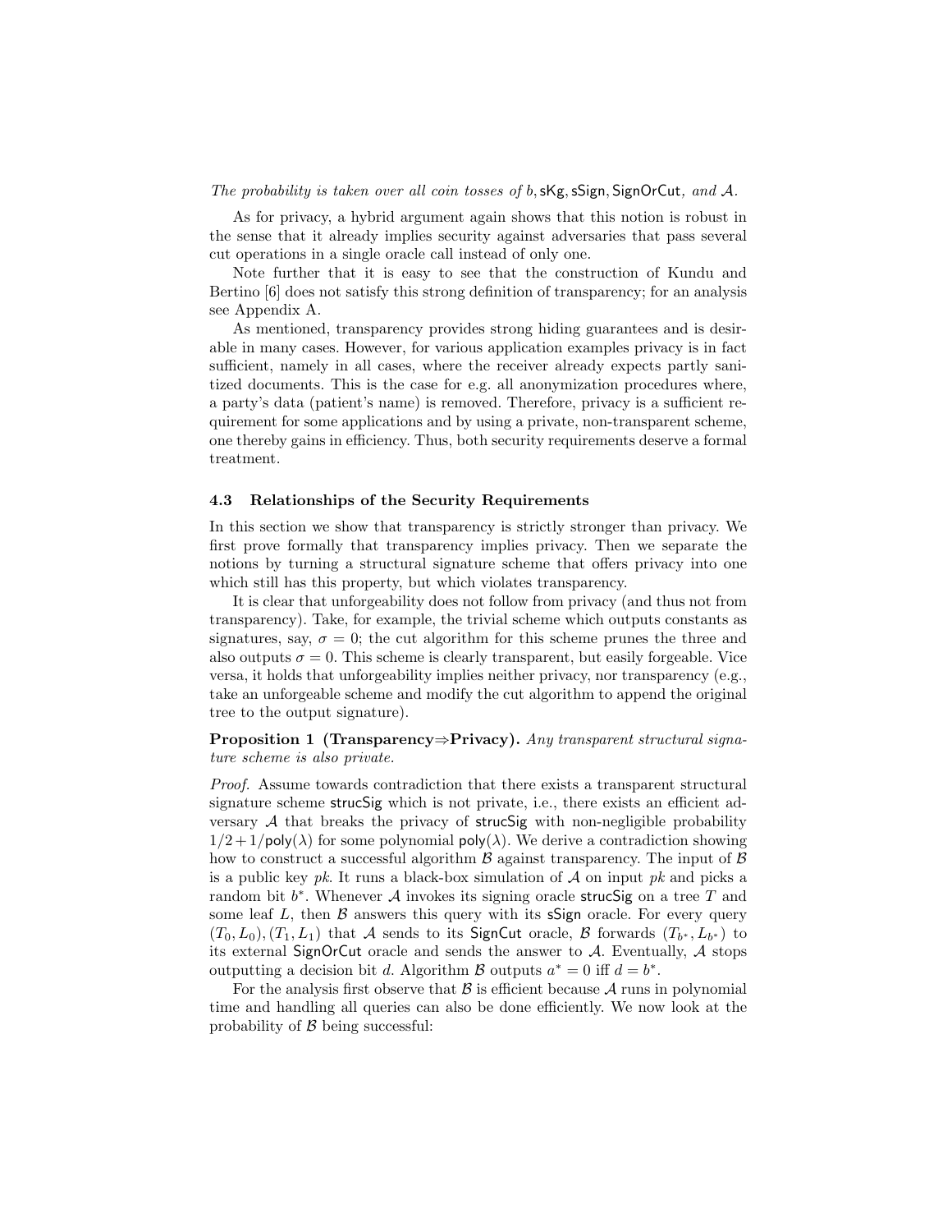*The probability is taken over all coin tosses of* $b$, sKg, sSign, SignOrCut*, and* $\mathcal{A}$.

As for privacy, a hybrid argument again shows that this notion is robust in the sense that it already implies security against adversaries that pass several cut operations in a single oracle call instead of only one.

Note further that it is easy to see that the construction of Kundu and Bertino [6] does not satisfy this strong definition of transparency; for an analysis see Appendix A.

As mentioned, transparency provides strong hiding guarantees and is desirable in many cases. However, for various application examples privacy is in fact sufficient, namely in all cases, where the receiver already expects partly sanitized documents. This is the case for e.g. all anonymization procedures where, a party's data (patient's name) is removed. Therefore, privacy is a sufficient requirement for some applications and by using a private, non-transparent scheme, one thereby gains in efficiency. Thus, both security requirements deserve a formal treatment.

### 4.3 Relationships of the Security Requirements

In this section we show that transparency is strictly stronger than privacy. We first prove formally that transparency implies privacy. Then we separate the notions by turning a structural signature scheme that offers privacy into one which still has this property, but which violates transparency.

It is clear that unforgeability does not follow from privacy (and thus not from transparency). Take, for example, the trivial scheme which outputs constants as signatures, say, $\sigma = 0$; the cut algorithm for this scheme prunes the three and also outputs $\sigma = 0$. This scheme is clearly transparent, but easily forgeable. Vice versa, it holds that unforgeability implies neither privacy, nor transparency (e.g., take an unforgeable scheme and modify the cut algorithm to append the original tree to the output signature).

**Proposition 1 (Transparency⇒Privacy).** *Any transparent structural signature scheme is also private.*

*Proof.* Assume towards contradiction that there exists a transparent structural signature scheme strucSig which is not private, i.e., there exists an efficient adversary $\mathcal{A}$ that breaks the privacy of strucSig with non-negligible probability $1/2 + 1/\mathsf{poly}(\lambda)$ for some polynomial $\mathsf{poly}(\lambda)$. We derive a contradiction showing how to construct a successful algorithm $\mathcal{B}$ against transparency. The input of $\mathcal{B}$ is a public key *pk*. It runs a black-box simulation of $\mathcal{A}$ on input *pk* and picks a random bit $b^*$. Whenever $\mathcal{A}$ invokes its signing oracle strucSig on a tree $T$ and some leaf $L$, then $\mathcal{B}$ answers this query with its sSign oracle. For every query $(T_0, L_0), (T_1, L_1)$ that $\mathcal{A}$ sends to its SignCut oracle, $\mathcal{B}$ forwards $(T_{b^*}, L_{b^*})$ to its external SignOrCut oracle and sends the answer to $\mathcal{A}$. Eventually, $\mathcal{A}$ stops outputting a decision bit $d$. Algorithm $\mathcal{B}$ outputs $a^* = 0$ iff $d = b^*$.

For the analysis first observe that $\mathcal{B}$ is efficient because $\mathcal{A}$ runs in polynomial time and handling all queries can also be done efficiently. We now look at the probability of $\mathcal{B}$ being successful: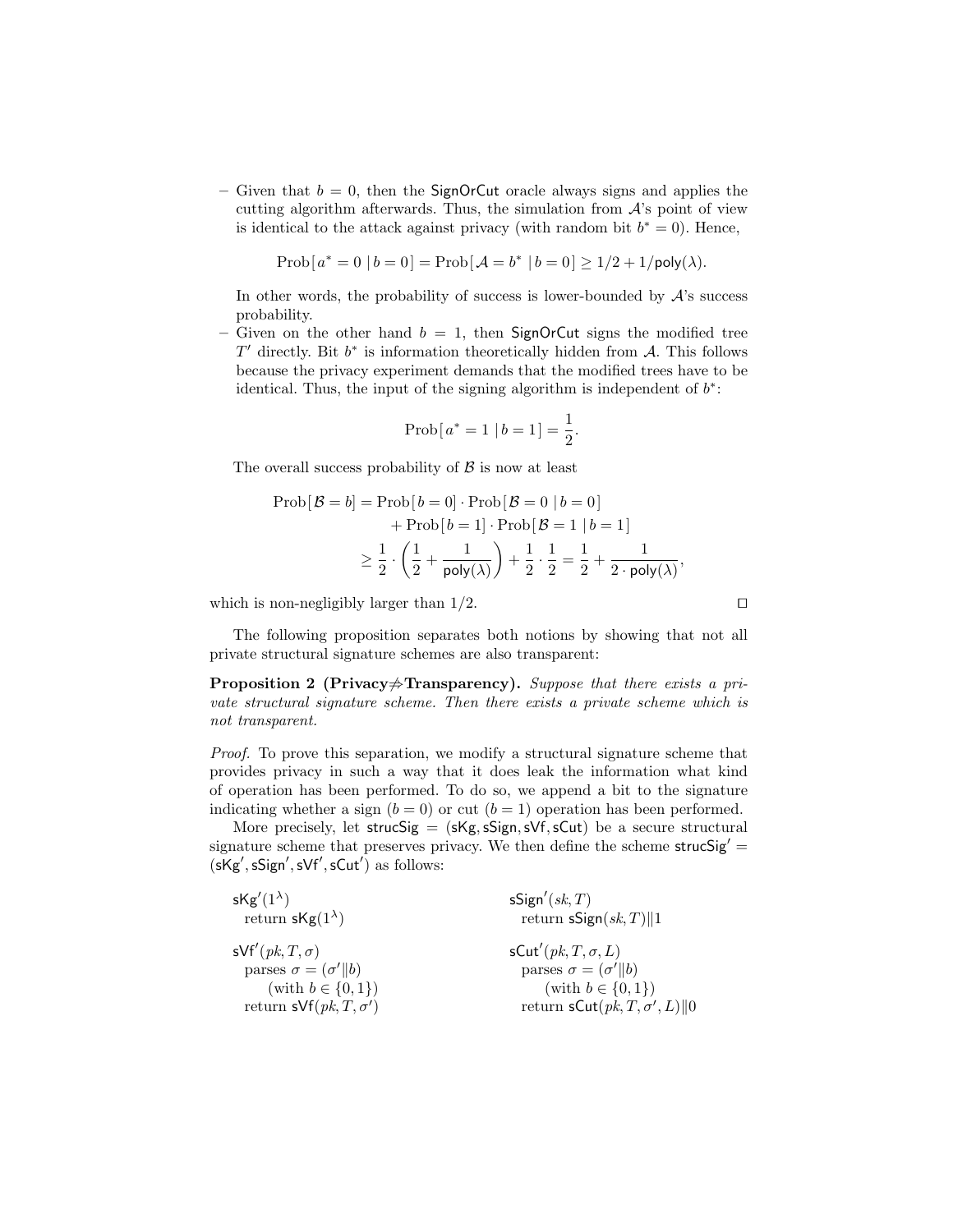- Given that $b = 0$, then the SignOrCut oracle always signs and applies the cutting algorithm afterwards. Thus, the simulation from $\mathcal{A}$'s point of view is identical to the attack against privacy (with random bit $b^* = 0$). Hence,

$$\text{Prob}[\, a^* = 0 \mid b = 0\,] = \text{Prob}[\, \mathcal{A} = b^* \mid b = 0\,] \geq 1/2 + 1/\mathsf{poly}(\lambda).$$

  In other words, the probability of success is lower-bounded by $\mathcal{A}$'s success probability.
- Given on the other hand $b = 1$, then SignOrCut signs the modified tree $T'$ directly. Bit $b^*$ is information theoretically hidden from $\mathcal{A}$. This follows because the privacy experiment demands that the modified trees have to be identical. Thus, the input of the signing algorithm is independent of $b^*$:

$$\text{Prob}[\, a^* = 1 \mid b = 1\,] = \frac{1}{2}.$$

The overall success probability of $\mathcal{B}$ is now at least

$$\begin{aligned}\text{Prob}[\, \mathcal{B} = b] &= \text{Prob}[\, b = 0] \cdot \text{Prob}[\, \mathcal{B} = 0 \mid b = 0\,] \\ &\quad + \text{Prob}[\, b = 1] \cdot \text{Prob}[\, \mathcal{B} = 1 \mid b = 1\,] \\ &\geq \frac{1}{2} \cdot \left(\frac{1}{2} + \frac{1}{\mathsf{poly}(\lambda)}\right) + \frac{1}{2} \cdot \frac{1}{2} = \frac{1}{2} + \frac{1}{2 \cdot \mathsf{poly}(\lambda)},\end{aligned}$$

which is non-negligibly larger than $1/2$. □

The following proposition separates both notions by showing that not all private structural signature schemes are also transparent:

**Proposition 2 (Privacy$\not\Rightarrow$Transparency).** *Suppose that there exists a private structural signature scheme. Then there exists a private scheme which is not transparent.*

*Proof.* To prove this separation, we modify a structural signature scheme that provides privacy in such a way that it does leak the information what kind of operation has been performed. To do so, we append a bit to the signature indicating whether a sign ($b = 0$) or cut ($b = 1$) operation has been performed.

More precisely, let $\mathsf{strucSig} = (\mathsf{sKg}, \mathsf{sSign}, \mathsf{sVf}, \mathsf{sCut})$ be a secure structural signature scheme that preserves privacy. We then define the scheme $\mathsf{strucSig}' = (\mathsf{sKg}', \mathsf{sSign}', \mathsf{sVf}', \mathsf{sCut}')$ as follows:

```
sKg'(1^λ)
  return sKg(1^λ)

sSign'(sk, T)
  return sSign(sk, T)||1

sVf'(pk, T, σ)
  parses σ = (σ'||b)
     (with b ∈ {0,1})
  return sVf(pk, T, σ')

sCut'(pk, T, σ, L)
  parses σ = (σ'||b)
     (with b ∈ {0,1})
  return sCut(pk, T, σ', L)||0
```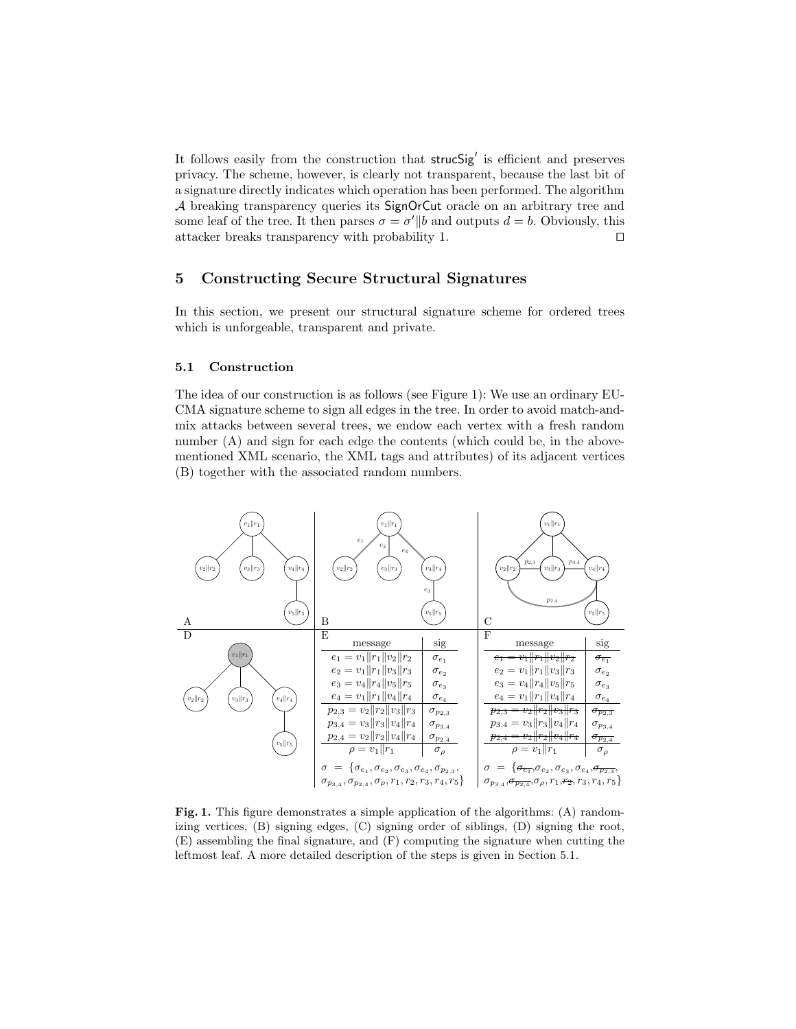It follows easily from the construction that $\mathsf{strucSig}'$ is efficient and preserves privacy. The scheme, however, is clearly not transparent, because the last bit of a signature directly indicates which operation has been performed. The algorithm $\mathcal{A}$ breaking transparency queries its $\mathsf{SignOrCut}$ oracle on an arbitrary tree and some leaf of the tree. It then parses $\sigma = \sigma' \| b$ and outputs $d = b$. Obviously, this attacker breaks transparency with probability 1. ⊓⊔

## 5 Constructing Secure Structural Signatures

In this section, we present our structural signature scheme for ordered trees which is unforgeable, transparent and private.

### 5.1 Construction

The idea of our construction is as follows (see Figure 1): We use an ordinary EU-CMA signature scheme to sign all edges in the tree. In order to avoid match-and-mix attacks between several trees, we endow each vertex with a fresh random number (A) and sign for each edge the contents (which could be, in the above-mentioned XML scenario, the XML tags and attributes) of its adjacent vertices (B) together with the associated random numbers.

E:

| message | sig |
|---|---|
| $e_1 = v_1 \| r_1 \| v_2 \| r_2$ | $\sigma_{e_1}$ |
| $e_2 = v_1 \| r_1 \| v_3 \| r_3$ | $\sigma_{e_2}$ |
| $e_3 = v_4 \| r_4 \| v_5 \| r_5$ | $\sigma_{e_3}$ |
| $e_4 = v_1 \| r_1 \| v_4 \| r_4$ | $\sigma_{e_4}$ |
| $p_{2,3} = v_2 \| r_2 \| v_3 \| r_3$ | $\sigma_{p_{2,3}}$ |
| $p_{3,4} = v_3 \| r_3 \| v_4 \| r_4$ | $\sigma_{p_{3,4}}$ |
| $p_{2,4} = v_2 \| r_2 \| v_4 \| r_4$ | $\sigma_{p_{2,4}}$ |
| $\rho = v_1 \| r_1$ | $\sigma_\rho$ |

$\sigma = \{\sigma_{e_1}, \sigma_{e_2}, \sigma_{e_3}, \sigma_{e_4}, \sigma_{p_{2,3}}, \sigma_{p_{3,4}}, \sigma_{p_{2,4}}, \sigma_\rho, r_1, r_2, r_3, r_4, r_5\}$

F:

| message | sig |
|---|---|
| ~~$e_1 = v_1 \| r_1 \| v_2 \| r_2$~~ | ~~$\sigma_{e_1}$~~ |
| $e_2 = v_1 \| r_1 \| v_3 \| r_3$ | $\sigma_{e_2}$ |
| $e_3 = v_4 \| r_4 \| v_5 \| r_5$ | $\sigma_{e_3}$ |
| $e_4 = v_1 \| r_1 \| v_4 \| r_4$ | $\sigma_{e_4}$ |
| ~~$p_{2,3} = v_2 \| r_2 \| v_3 \| r_3$~~ | ~~$\sigma_{p_{2,3}}$~~ |
| $p_{3,4} = v_3 \| r_3 \| v_4 \| r_4$ | $\sigma_{p_{3,4}}$ |
| ~~$p_{2,4} = v_2 \| r_2 \| v_4 \| r_4$~~ | ~~$\sigma_{p_{2,4}}$~~ |
| $\rho = v_1 \| r_1$ | $\sigma_\rho$ |

$\sigma = \{$~~$\sigma_{e_1}$~~$, \sigma_{e_2}, \sigma_{e_3}, \sigma_{e_4},$ ~~$\sigma_{p_{2,3}}$~~$, \sigma_{p_{3,4}},$ ~~$\sigma_{p_{2,4}}$~~$, \sigma_\rho, r_1,$ ~~$r_2$~~$, r_3, r_4, r_5\}$

**Fig. 1.** This figure demonstrates a simple application of the algorithms: (A) randomizing vertices, (B) signing edges, (C) signing order of siblings, (D) signing the root, (E) assembling the final signature, and (F) computing the signature when cutting the leftmost leaf. A more detailed description of the steps is given in Section 5.1.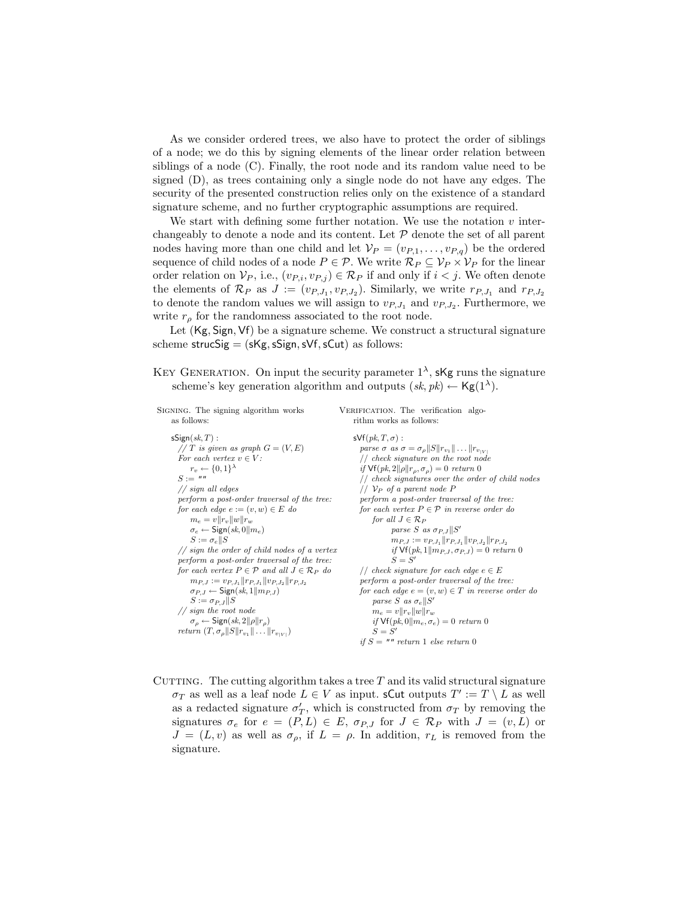As we consider ordered trees, we also have to protect the order of siblings of a node; we do this by signing elements of the linear order relation between siblings of a node (C). Finally, the root node and its random value need to be signed (D), as trees containing only a single node do not have any edges. The security of the presented construction relies only on the existence of a standard signature scheme, and no further cryptographic assumptions are required.

We start with defining some further notation. We use the notation $v$ interchangeably to denote a node and its content. Let $\mathcal{P}$ denote the set of all parent nodes having more than one child and let $\mathcal{V}_P = (v_{P,1}, \dots, v_{P,q})$ be the ordered sequence of child nodes of a node $P \in \mathcal{P}$. We write $\mathcal{R}_P \subseteq \mathcal{V}_P \times \mathcal{V}_P$ for the linear order relation on $\mathcal{V}_P$, i.e., $(v_{P,i}, v_{P,j}) \in \mathcal{R}_P$ if and only if $i < j$. We often denote the elements of $\mathcal{R}_P$ as $J := (v_{P,J_1}, v_{P,J_2})$. Similarly, we write $r_{P,J_1}$ and $r_{P,J_2}$ to denote the random values we will assign to $v_{P,J_1}$ and $v_{P,J_2}$. Furthermore, we write $r_\rho$ for the randomness associated to the root node.

Let $(\mathsf{Kg}, \mathsf{Sign}, \mathsf{Vf})$ be a signature scheme. We construct a structural signature scheme $\mathsf{strucSig} = (\mathsf{sKg}, \mathsf{sSign}, \mathsf{sVf}, \mathsf{sCut})$ as follows:

Key Generation. On input the security parameter $1^\lambda$, $\mathsf{sKg}$ runs the signature scheme's key generation algorithm and outputs $(sk, pk) \leftarrow \mathsf{Kg}(1^\lambda)$.

Signing. The signing algorithm works as follows:

```
sSign(sk, T) :
  // T is given as graph G = (V, E)
  For each vertex v ∈ V :
      r_v ← {0,1}^λ
  S := ""
  // sign all edges
  perform a post-order traversal of the tree:
  for each edge e := (v, w) ∈ E do
      m_e = v‖r_v‖w‖r_w
      σ_e ← Sign(sk, 0‖m_e)
      S := σ_e‖S
  // sign the order of child nodes of a vertex
  perform a post-order traversal of the tree:
  for each vertex P ∈ 𝒫 and all J ∈ ℛ_P do
      m_{P,J} := v_{P,J1}‖r_{P,J1}‖v_{P,J2}‖r_{P,J2}
      σ_{P,J} ← Sign(sk, 1‖m_{P,J})
      S := σ_{P,J}‖S
  // sign the root node
      σ_ρ ← Sign(sk, 2‖ρ‖r_ρ)
  return (T, σ_ρ‖S‖r_{v1}‖...‖r_{v|V|})
```

Verification. The verification algorithm works as follows:

```
sVf(pk, T, σ) :
  parse σ as σ = σ_ρ‖S‖r_{v1}‖...‖r_{v|V|}
  // check signature on the root node
  if Vf(pk, 2‖ρ‖r_ρ, σ_ρ) = 0 return 0
  // check signatures over the order of child nodes
  // 𝒱_P of a parent node P
  perform a post-order traversal of the tree:
  for each vertex P ∈ 𝒫 in reverse order do
      for all J ∈ ℛ_P
          parse S as σ_{P,J}‖S'
          m_{P,J} := v_{P,J1}‖r_{P,J1}‖v_{P,J2}‖r_{P,J2}
          if Vf(pk, 1‖m_{P,J}, σ_{P,J}) = 0 return 0
          S = S'
  // check signature for each edge e ∈ E
  perform a post-order traversal of the tree:
  for each edge e = (v, w) ∈ T in reverse order do
      parse S as σ_e‖S'
      m_e = v‖r_v‖w‖r_w
      if Vf(pk, 0‖m_e, σ_e) = 0 return 0
      S = S'
  if S = "" return 1 else return 0
```

Cutting. The cutting algorithm takes a tree $T$ and its valid structural signature $\sigma_T$ as well as a leaf node $L \in V$ as input. $\mathsf{sCut}$ outputs $T' := T \setminus L$ as well as a redacted signature $\sigma'_T$, which is constructed from $\sigma_T$ by removing the signatures $\sigma_e$ for $e = (P, L) \in E$, $\sigma_{P,J}$ for $J \in \mathcal{R}_P$ with $J = (v, L)$ or $J = (L, v)$ as well as $\sigma_\rho$, if $L = \rho$. In addition, $r_L$ is removed from the signature.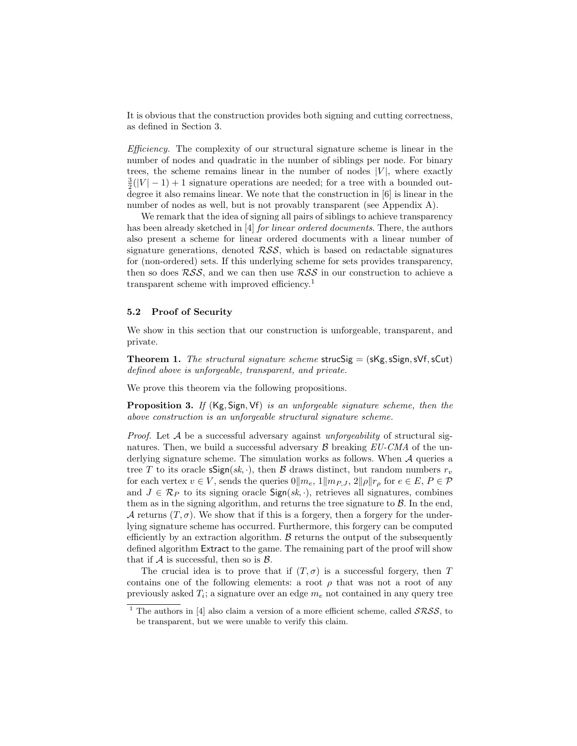It is obvious that the construction provides both signing and cutting correctness, as defined in Section 3.

*Efficiency.* The complexity of our structural signature scheme is linear in the number of nodes and quadratic in the number of siblings per node. For binary trees, the scheme remains linear in the number of nodes $|V|$, where exactly $\frac{3}{2}(|V|-1)+1$ signature operations are needed; for a tree with a bounded out-degree it also remains linear. We note that the construction in [6] is linear in the number of nodes as well, but is not provably transparent (see Appendix A).

We remark that the idea of signing all pairs of siblings to achieve transparency has been already sketched in [4] *for linear ordered documents*. There, the authors also present a scheme for linear ordered documents with a linear number of signature generations, denoted $\mathcal{RSS}$, which is based on redactable signatures for (non-ordered) sets. If this underlying scheme for sets provides transparency, then so does $\mathcal{RSS}$, and we can then use $\mathcal{RSS}$ in our construction to achieve a transparent scheme with improved efficiency.[1]

### 5.2 Proof of Security

We show in this section that our construction is unforgeable, transparent, and private.

**Theorem 1.** *The structural signature scheme* strucSig = (sKg, sSign, sVf, sCut) *defined above is unforgeable, transparent, and private.*

We prove this theorem via the following propositions.

**Proposition 3.** *If* (Kg, Sign, Vf) *is an unforgeable signature scheme, then the above construction is an unforgeable structural signature scheme.*

*Proof.* Let $\mathcal{A}$ be a successful adversary against *unforgeability* of structural signatures. Then, we build a successful adversary $\mathcal{B}$ breaking *EU-CMA* of the underlying signature scheme. The simulation works as follows. When $\mathcal{A}$ queries a tree $T$ to its oracle $\mathsf{sSign}(sk,\cdot)$, then $\mathcal{B}$ draws distinct, but random numbers $r_v$ for each vertex $v \in V$, sends the queries $0\|m_e$, $1\|m_{P,J}$, $2\|\rho\|r_\rho$ for $e \in E$, $P \in \mathcal{P}$ and $J \in \mathcal{R}_P$ to its signing oracle $\mathsf{Sign}(sk,\cdot)$, retrieves all signatures, combines them as in the signing algorithm, and returns the tree signature to $\mathcal{B}$. In the end, $\mathcal{A}$ returns $(T,\sigma)$. We show that if this is a forgery, then a forgery for the underlying signature scheme has occurred. Furthermore, this forgery can be computed efficiently by an extraction algorithm. $\mathcal{B}$ returns the output of the subsequently defined algorithm Extract to the game. The remaining part of the proof will show that if $\mathcal{A}$ is successful, then so is $\mathcal{B}$.

The crucial idea is to prove that if $(T,\sigma)$ is a successful forgery, then $T$ contains one of the following elements: a root $\rho$ that was not a root of any previously asked $T_i$; a signature over an edge $m_e$ not contained in any query tree

[1] The authors in [4] also claim a version of a more efficient scheme, called $\mathcal{SRSS}$, to be transparent, but we were unable to verify this claim.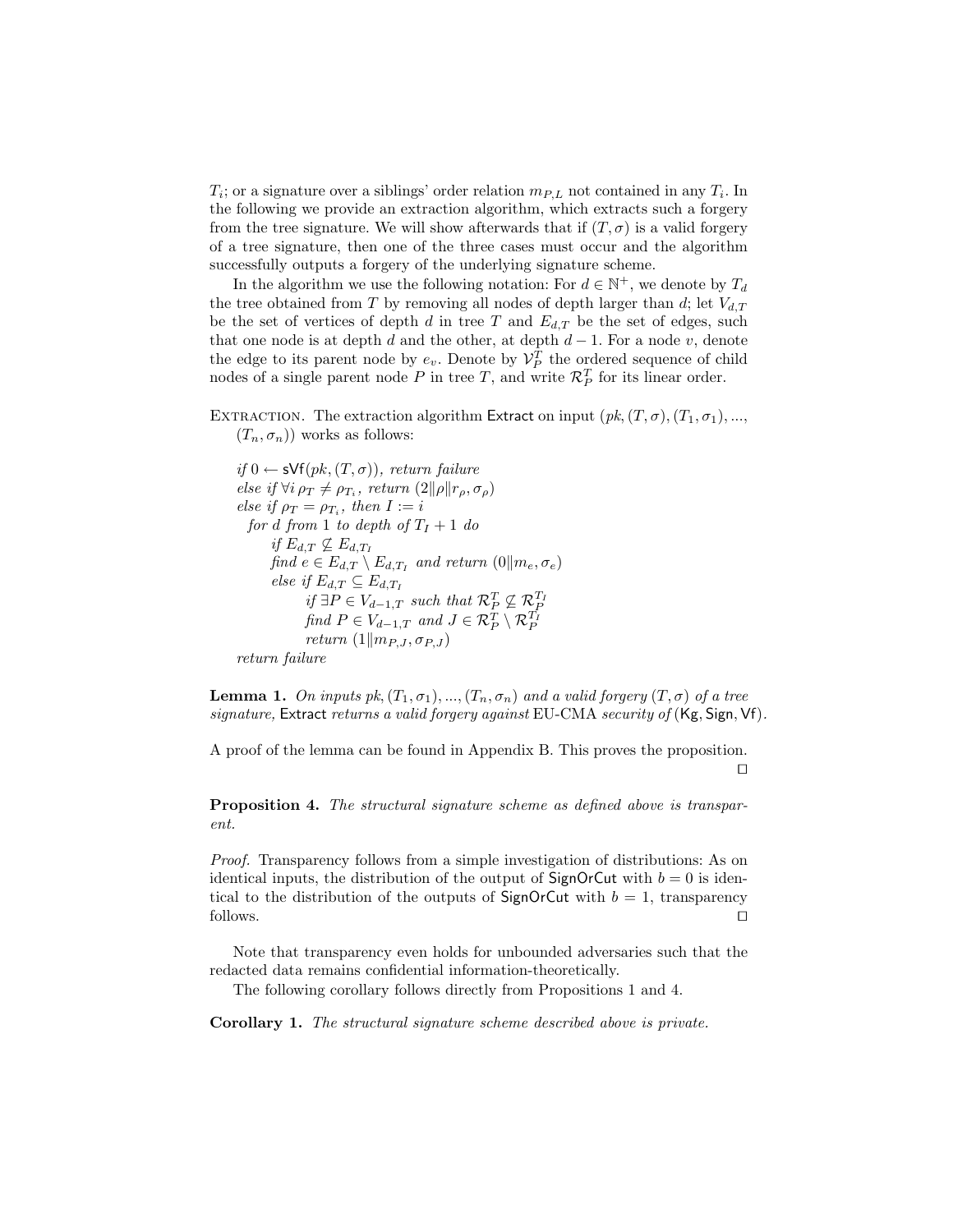$T_i$; or a signature over a siblings' order relation $m_{P,L}$ not contained in any $T_i$. In the following we provide an extraction algorithm, which extracts such a forgery from the tree signature. We will show afterwards that if $(T, \sigma)$ is a valid forgery of a tree signature, then one of the three cases must occur and the algorithm successfully outputs a forgery of the underlying signature scheme.

In the algorithm we use the following notation: For $d \in \mathbb{N}^+$, we denote by $T_d$ the tree obtained from $T$ by removing all nodes of depth larger than $d$; let $V_{d,T}$ be the set of vertices of depth $d$ in tree $T$ and $E_{d,T}$ be the set of edges, such that one node is at depth $d$ and the other, at depth $d-1$. For a node $v$, denote the edge to its parent node by $e_v$. Denote by $\mathcal{V}_P^T$ the ordered sequence of child nodes of a single parent node $P$ in tree $T$, and write $\mathcal{R}_P^T$ for its linear order.

Extraction. The extraction algorithm $\mathsf{Extract}$ on input $(pk, (T, \sigma), (T_1, \sigma_1), ..., (T_n, \sigma_n))$ works as follows:

*if* $0 \leftarrow \mathsf{sVf}(pk, (T, \sigma))$*, return failure*
*else if* $\forall i\ \rho_T \neq \rho_{T_i}$*, return* $(2 \| \rho \| r_\rho, \sigma_\rho)$
*else if* $\rho_T = \rho_{T_i}$*, then* $I := i$
  *for* $d$ *from* 1 *to depth of* $T_I + 1$ *do*
    *if* $E_{d,T} \not\subseteq E_{d,T_I}$
    *find* $e \in E_{d,T} \setminus E_{d,T_I}$ *and return* $(0 \| m_e, \sigma_e)$
    *else if* $E_{d,T} \subseteq E_{d,T_I}$
      *if* $\exists P \in V_{d-1,T}$ *such that* $\mathcal{R}_P^T \not\subseteq \mathcal{R}_P^{T_I}$
      *find* $P \in V_{d-1,T}$ *and* $J \in \mathcal{R}_P^T \setminus \mathcal{R}_P^{T_I}$
      *return* $(1 \| m_{P,J}, \sigma_{P,J})$
*return failure*

**Lemma 1.** *On inputs* $pk, (T_1, \sigma_1), ..., (T_n, \sigma_n)$ *and a valid forgery* $(T, \sigma)$ *of a tree signature,* $\mathsf{Extract}$ *returns a valid forgery against* EU-CMA *security of* $(\mathsf{Kg}, \mathsf{Sign}, \mathsf{Vf})$.

A proof of the lemma can be found in Appendix B. This proves the proposition. ◻

**Proposition 4.** *The structural signature scheme as defined above is transparent.*

*Proof.* Transparency follows from a simple investigation of distributions: As on identical inputs, the distribution of the output of $\mathsf{SignOrCut}$ with $b = 0$ is identical to the distribution of the outputs of $\mathsf{SignOrCut}$ with $b = 1$, transparency follows. ◻

Note that transparency even holds for unbounded adversaries such that the redacted data remains confidential information-theoretically.

The following corollary follows directly from Propositions 1 and 4.

**Corollary 1.** *The structural signature scheme described above is private.*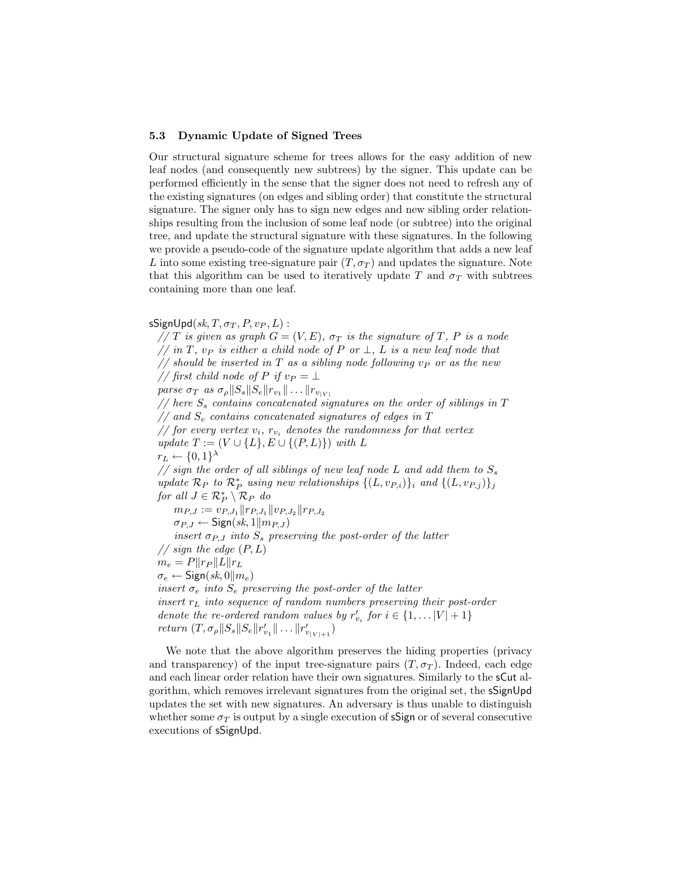### 5.3 Dynamic Update of Signed Trees

Our structural signature scheme for trees allows for the easy addition of new leaf nodes (and consequently new subtrees) by the signer. This update can be performed efficiently in the sense that the signer does not need to refresh any of the existing signatures (on edges and sibling order) that constitute the structural signature. The signer only has to sign new edges and new sibling order relationships resulting from the inclusion of some leaf node (or subtree) into the original tree, and update the structural signature with these signatures. In the following we provide a pseudo-code of the signature update algorithm that adds a new leaf $L$ into some existing tree-signature pair $(T, \sigma_T)$ and updates the signature. Note that this algorithm can be used to iteratively update $T$ and $\sigma_T$ with subtrees containing more than one leaf.

$\mathsf{sSignUpd}(sk, T, \sigma_T, P, v_P, L)$ :

  *// $T$ is given as graph $G = (V, E)$, $\sigma_T$ is the signature of $T$, $P$ is a node*
  *// in $T$, $v_P$ is either a child node of $P$ or $\perp$, $L$ is a new leaf node that*
  *// should be inserted in $T$ as a sibling node following $v_P$ or as the new*
  *// first child node of $P$ if $v_P = \perp$*
  *parse $\sigma_T$ as $\sigma_\rho \| S_s \| S_e \| r_{v_1} \| \dots \| r_{v_{|V|}}$*
  *// here $S_s$ contains concatenated signatures on the order of siblings in $T$*
  *// and $S_e$ contains concatenated signatures of edges in $T$*
  *// for every vertex $v_i$, $r_{v_i}$ denotes the randomness for that vertex*
  *update $T := (V \cup \{L\}, E \cup \{(P, L)\})$ with $L$*
  $r_L \leftarrow \{0,1\}^\lambda$
  *// sign the order of all siblings of new leaf node $L$ and add them to $S_s$*
  *update $\mathcal{R}_P$ to $\mathcal{R}^*_P$ using new relationships $\{(L, v_{P,i})\}_i$ and $\{(L, v_{P,j})\}_j$*
  *for all $J \in \mathcal{R}^*_P \setminus \mathcal{R}_P$ do*
    $m_{P,J} := v_{P,J_1} \| r_{P,J_1} \| v_{P,J_2} \| r_{P,J_2}$
    $\sigma_{P,J} \leftarrow \mathsf{Sign}(sk, 1 \| m_{P,J})$
    *insert $\sigma_{P,J}$ into $S_s$ preserving the post-order of the latter*
  *// sign the edge $(P, L)$*
  $m_e = P \| r_P \| L \| r_L$
  $\sigma_e \leftarrow \mathsf{Sign}(sk, 0 \| m_e)$
  *insert $\sigma_e$ into $S_e$ preserving the post-order of the latter*
  *insert $r_L$ into sequence of random numbers preserving their post-order*
  *denote the re-ordered random values by $r'_{v_i}$ for $i \in \{1, \dots |V| + 1\}$*
  *return $(T, \sigma_\rho \| S_s \| S_e \| r'_{v_1} \| \dots \| r'_{v_{|V|+1}})$*

We note that the above algorithm preserves the hiding properties (privacy and transparency) of the input tree-signature pairs $(T, \sigma_T)$. Indeed, each edge and each linear order relation have their own signatures. Similarly to the $\mathsf{sCut}$ algorithm, which removes irrelevant signatures from the original set, the $\mathsf{sSignUpd}$ updates the set with new signatures. An adversary is thus unable to distinguish whether some $\sigma_T$ is output by a single execution of $\mathsf{sSign}$ or of several consecutive executions of $\mathsf{sSignUpd}$.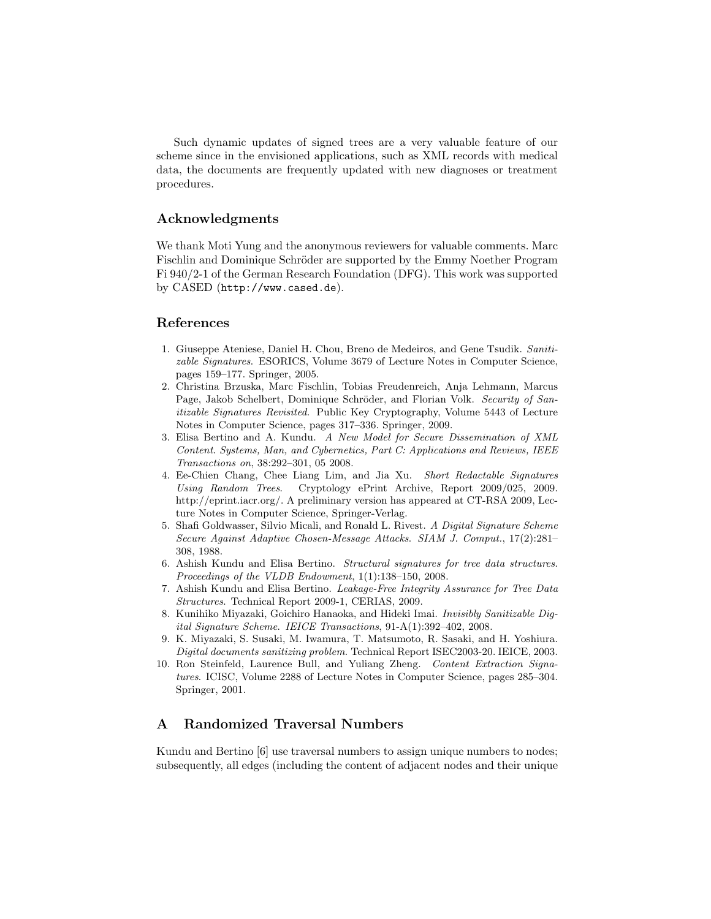Such dynamic updates of signed trees are a very valuable feature of our scheme since in the envisioned applications, such as XML records with medical data, the documents are frequently updated with new diagnoses or treatment procedures.

## Acknowledgments

We thank Moti Yung and the anonymous reviewers for valuable comments. Marc Fischlin and Dominique Schröder are supported by the Emmy Noether Program Fi 940/2-1 of the German Research Foundation (DFG). This work was supported by CASED (`http://www.cased.de`).

## References

1. Giuseppe Ateniese, Daniel H. Chou, Breno de Medeiros, and Gene Tsudik. *Sanitizable Signatures*. ESORICS, Volume 3679 of Lecture Notes in Computer Science, pages 159–177. Springer, 2005.
2. Christina Brzuska, Marc Fischlin, Tobias Freudenreich, Anja Lehmann, Marcus Page, Jakob Schelbert, Dominique Schröder, and Florian Volk. *Security of Sanitizable Signatures Revisited*. Public Key Cryptography, Volume 5443 of Lecture Notes in Computer Science, pages 317–336. Springer, 2009.
3. Elisa Bertino and A. Kundu. *A New Model for Secure Dissemination of XML Content. Systems, Man, and Cybernetics, Part C: Applications and Reviews, IEEE Transactions on*, 38:292–301, 05 2008.
4. Ee-Chien Chang, Chee Liang Lim, and Jia Xu. *Short Redactable Signatures Using Random Trees*. Cryptology ePrint Archive, Report 2009/025, 2009. http://eprint.iacr.org/. A preliminary version has appeared at CT-RSA 2009, Lecture Notes in Computer Science, Springer-Verlag.
5. Shafi Goldwasser, Silvio Micali, and Ronald L. Rivest. *A Digital Signature Scheme Secure Against Adaptive Chosen-Message Attacks. SIAM J. Comput.*, 17(2):281–308, 1988.
6. Ashish Kundu and Elisa Bertino. *Structural signatures for tree data structures. Proceedings of the VLDB Endowment*, 1(1):138–150, 2008.
7. Ashish Kundu and Elisa Bertino. *Leakage-Free Integrity Assurance for Tree Data Structures*. Technical Report 2009-1, CERIAS, 2009.
8. Kunihiko Miyazaki, Goichiro Hanaoka, and Hideki Imai. *Invisibly Sanitizable Digital Signature Scheme. IEICE Transactions*, 91-A(1):392–402, 2008.
9. K. Miyazaki, S. Susaki, M. Iwamura, T. Matsumoto, R. Sasaki, and H. Yoshiura. *Digital documents sanitizing problem*. Technical Report ISEC2003-20. IEICE, 2003.
10. Ron Steinfeld, Laurence Bull, and Yuliang Zheng. *Content Extraction Signatures*. ICISC, Volume 2288 of Lecture Notes in Computer Science, pages 285–304. Springer, 2001.

## A Randomized Traversal Numbers

Kundu and Bertino [6] use traversal numbers to assign unique numbers to nodes; subsequently, all edges (including the content of adjacent nodes and their unique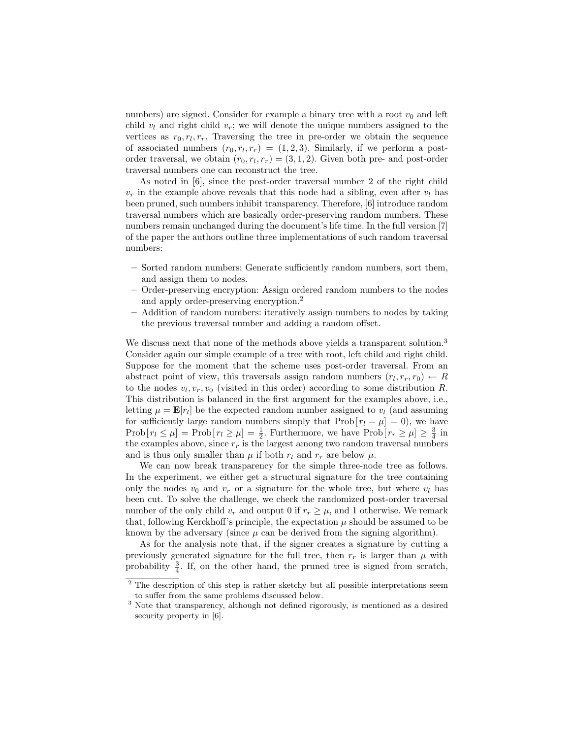numbers) are signed. Consider for example a binary tree with a root $v_0$ and left child $v_l$ and right child $v_r$; we will denote the unique numbers assigned to the vertices as $r_0, r_l, r_r$. Traversing the tree in pre-order we obtain the sequence of associated numbers $(r_0, r_l, r_r) = (1, 2, 3)$. Similarly, if we perform a post-order traversal, we obtain $(r_0, r_l, r_r) = (3, 1, 2)$. Given both pre- and post-order traversal numbers one can reconstruct the tree.

As noted in [6], since the post-order traversal number 2 of the right child $v_r$ in the example above reveals that this node had a sibling, even after $v_l$ has been pruned, such numbers inhibit transparency. Therefore, [6] introduce random traversal numbers which are basically order-preserving random numbers. These numbers remain unchanged during the document's life time. In the full version [7] of the paper the authors outline three implementations of such random traversal numbers:

- Sorted random numbers: Generate sufficiently random numbers, sort them, and assign them to nodes.
- Order-preserving encryption: Assign ordered random numbers to the nodes and apply order-preserving encryption.[2]
- Addition of random numbers: iteratively assign numbers to nodes by taking the previous traversal number and adding a random offset.

We discuss next that none of the methods above yields a transparent solution.[3] Consider again our simple example of a tree with root, left child and right child. Suppose for the moment that the scheme uses post-order traversal. From an abstract point of view, this traversals assign random numbers $(r_l, r_r, r_0) \leftarrow R$ to the nodes $v_l, v_r, v_0$ (visited in this order) according to some distribution $R$. This distribution is balanced in the first argument for the examples above, i.e., letting $\mu = \mathbf{E}[r_l]$ be the expected random number assigned to $v_l$ (and assuming for sufficiently large random numbers simply that $\text{Prob}[\, r_l = \mu\,] = 0$), we have $\text{Prob}[\, r_l \leq \mu\,] = \text{Prob}[\, r_l \geq \mu\,] = \frac{1}{2}$. Furthermore, we have $\text{Prob}[\, r_r \geq \mu\,] \geq \frac{3}{4}$ in the examples above, since $r_r$ is the largest among two random traversal numbers and is thus only smaller than $\mu$ if both $r_l$ and $r_r$ are below $\mu$.

We can now break transparency for the simple three-node tree as follows. In the experiment, we either get a structural signature for the tree containing only the nodes $v_0$ and $v_r$ or a signature for the whole tree, but where $v_l$ has been cut. To solve the challenge, we check the randomized post-order traversal number of the only child $v_r$ and output 0 if $r_r \geq \mu$, and 1 otherwise. We remark that, following Kerckhoff's principle, the expectation $\mu$ should be assumed to be known by the adversary (since $\mu$ can be derived from the signing algorithm).

As for the analysis note that, if the signer creates a signature by cutting a previously generated signature for the full tree, then $r_r$ is larger than $\mu$ with probability $\frac{3}{4}$. If, on the other hand, the pruned tree is signed from scratch,

[2] The description of this step is rather sketchy but all possible interpretations seem to suffer from the same problems discussed below.

[3] Note that transparency, although not defined rigorously, *is* mentioned as a desired security property in [6].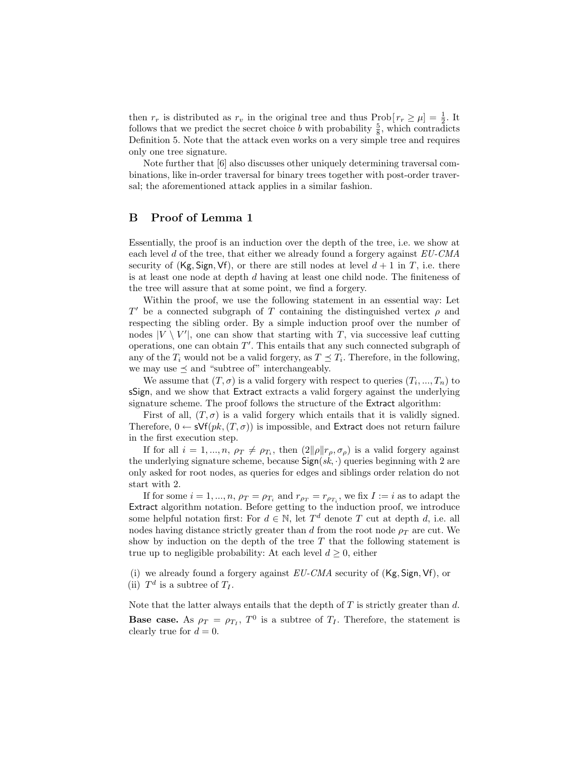then $r_r$ is distributed as $r_v$ in the original tree and thus $\text{Prob}[\, r_r \geq \mu] = \frac{1}{2}$. It follows that we predict the secret choice $b$ with probability $\frac{5}{8}$, which contradicts Definition 5. Note that the attack even works on a very simple tree and requires only one tree signature.

Note further that [6] also discusses other uniquely determining traversal combinations, like in-order traversal for binary trees together with post-order traversal; the aforementioned attack applies in a similar fashion.

## B Proof of Lemma 1

Essentially, the proof is an induction over the depth of the tree, i.e. we show at each level $d$ of the tree, that either we already found a forgery against *EU-CMA* security of $(\mathsf{Kg}, \mathsf{Sign}, \mathsf{Vf})$, or there are still nodes at level $d+1$ in $T$, i.e. there is at least one node at depth $d$ having at least one child node. The finiteness of the tree will assure that at some point, we find a forgery.

Within the proof, we use the following statement in an essential way: Let $T'$ be a connected subgraph of $T$ containing the distinguished vertex $\rho$ and respecting the sibling order. By a simple induction proof over the number of nodes $|V \setminus V'|$, one can show that starting with $T$, via successive leaf cutting operations, one can obtain $T'$. This entails that any such connected subgraph of any of the $T_i$ would not be a valid forgery, as $T \preceq T_i$. Therefore, in the following, we may use $\preceq$ and "subtree of" interchangeably.

We assume that $(T, \sigma)$ is a valid forgery with respect to queries $(T_i, ..., T_n)$ to $\mathsf{sSign}$, and we show that $\mathsf{Extract}$ extracts a valid forgery against the underlying signature scheme. The proof follows the structure of the $\mathsf{Extract}$ algorithm:

First of all, $(T, \sigma)$ is a valid forgery which entails that it is validly signed. Therefore, $0 \leftarrow \mathsf{sVf}(pk, (T, \sigma))$ is impossible, and $\mathsf{Extract}$ does not return failure in the first execution step.

If for all $i = 1, ..., n$, $\rho_T \neq \rho_{T_i}$, then $(2 \| \rho \| r_\rho, \sigma_\rho)$ is a valid forgery against the underlying signature scheme, because $\mathsf{Sign}(sk, \cdot)$ queries beginning with 2 are only asked for root nodes, as queries for edges and siblings order relation do not start with 2.

If for some $i = 1, ..., n$, $\rho_T = \rho_{T_i}$ and $r_{\rho_T} = r_{\rho_{T_i}}$, we fix $I := i$ as to adapt the $\mathsf{Extract}$ algorithm notation. Before getting to the induction proof, we introduce some helpful notation first: For $d \in \mathbb{N}$, let $T^d$ denote $T$ cut at depth $d$, i.e. all nodes having distance strictly greater than $d$ from the root node $\rho_T$ are cut. We show by induction on the depth of the tree $T$ that the following statement is true up to negligible probability: At each level $d \geq 0$, either

(i) we already found a forgery against *EU-CMA* security of $(\mathsf{Kg}, \mathsf{Sign}, \mathsf{Vf})$, or
(ii) $T^d$ is a subtree of $T_I$.

Note that the latter always entails that the depth of $T$ is strictly greater than $d$.

**Base case.** As $\rho_T = \rho_{T_I}$, $T^0$ is a subtree of $T_I$. Therefore, the statement is clearly true for $d = 0$.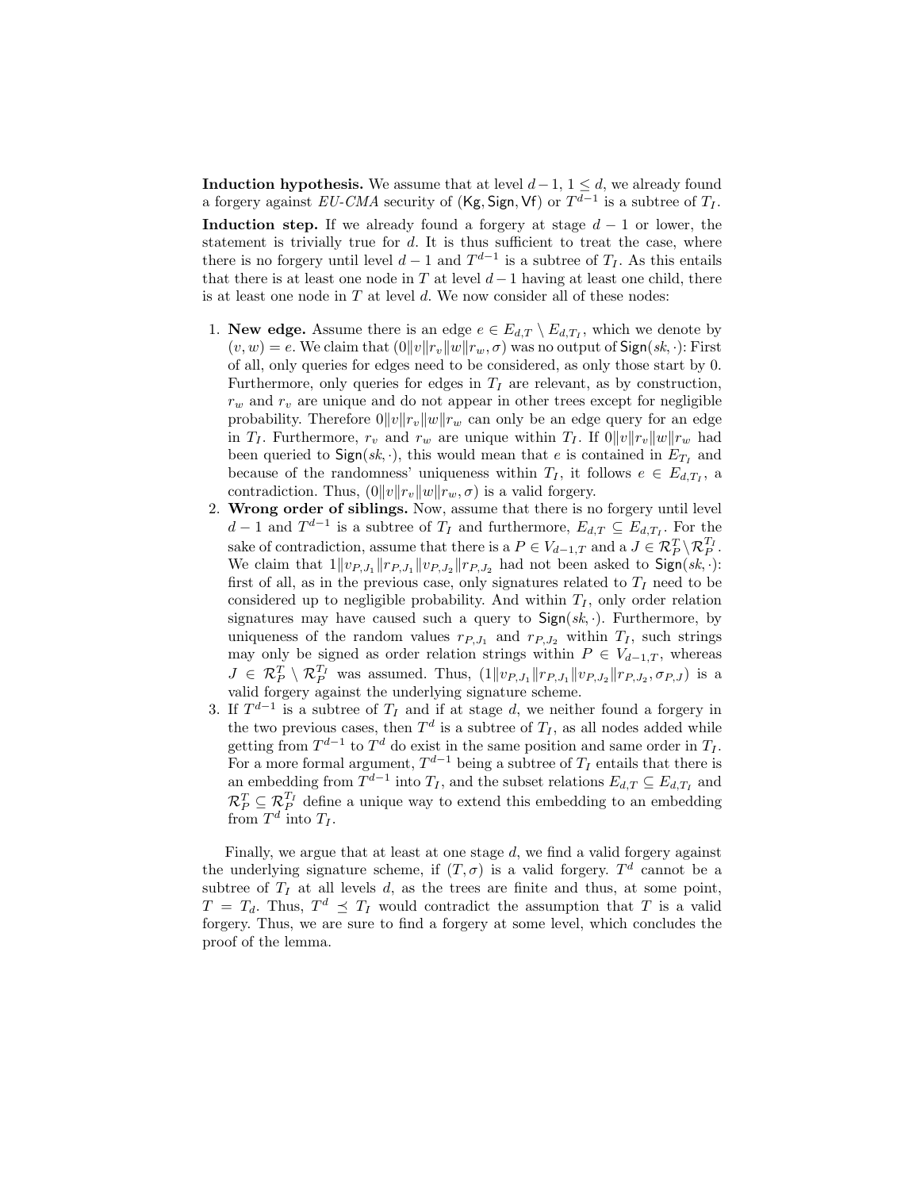**Induction hypothesis.** We assume that at level $d-1$, $1 \leq d$, we already found a forgery against *EU-CMA* security of $(\mathsf{Kg}, \mathsf{Sign}, \mathsf{Vf})$ or $T^{d-1}$ is a subtree of $T_I$.

**Induction step.** If we already found a forgery at stage $d-1$ or lower, the statement is trivially true for $d$. It is thus sufficient to treat the case, where there is no forgery until level $d-1$ and $T^{d-1}$ is a subtree of $T_I$. As this entails that there is at least one node in $T$ at level $d-1$ having at least one child, there is at least one node in $T$ at level $d$. We now consider all of these nodes:

1. **New edge.** Assume there is an edge $e \in E_{d,T} \setminus E_{d,T_I}$, which we denote by $(v, w) = e$. We claim that $(0\|v\|r_v\|w\|r_w, \sigma)$ was no output of $\mathsf{Sign}(sk, \cdot)$: First of all, only queries for edges need to be considered, as only those start by 0. Furthermore, only queries for edges in $T_I$ are relevant, as by construction, $r_w$ and $r_v$ are unique and do not appear in other trees except for negligible probability. Therefore $0\|v\|r_v\|w\|r_w$ can only be an edge query for an edge in $T_I$. Furthermore, $r_v$ and $r_w$ are unique within $T_I$. If $0\|v\|r_v\|w\|r_w$ had been queried to $\mathsf{Sign}(sk, \cdot)$, this would mean that $e$ is contained in $E_{T_I}$ and because of the randomness' uniqueness within $T_I$, it follows $e \in E_{d,T_I}$, a contradiction. Thus, $(0\|v\|r_v\|w\|r_w, \sigma)$ is a valid forgery.
2. **Wrong order of siblings.** Now, assume that there is no forgery until level $d-1$ and $T^{d-1}$ is a subtree of $T_I$ and furthermore, $E_{d,T} \subseteq E_{d,T_I}$. For the sake of contradiction, assume that there is a $P \in V_{d-1,T}$ and a $J \in \mathcal{R}_P^T \setminus \mathcal{R}_P^{T_I}$. We claim that $1\|v_{P,J_1}\|r_{P,J_1}\|v_{P,J_2}\|r_{P,J_2}$ had not been asked to $\mathsf{Sign}(sk, \cdot)$: first of all, as in the previous case, only signatures related to $T_I$ need to be considered up to negligible probability. And within $T_I$, only order relation signatures may have caused such a query to $\mathsf{Sign}(sk, \cdot)$. Furthermore, by uniqueness of the random values $r_{P,J_1}$ and $r_{P,J_2}$ within $T_I$, such strings may only be signed as order relation strings within $P \in V_{d-1,T}$, whereas $J \in \mathcal{R}_P^T \setminus \mathcal{R}_P^{T_I}$ was assumed. Thus, $(1\|v_{P,J_1}\|r_{P,J_1}\|v_{P,J_2}\|r_{P,J_2}, \sigma_{P,J})$ is a valid forgery against the underlying signature scheme.
3. If $T^{d-1}$ is a subtree of $T_I$ and if at stage $d$, we neither found a forgery in the two previous cases, then $T^d$ is a subtree of $T_I$, as all nodes added while getting from $T^{d-1}$ to $T^d$ do exist in the same position and same order in $T_I$. For a more formal argument, $T^{d-1}$ being a subtree of $T_I$ entails that there is an embedding from $T^{d-1}$ into $T_I$, and the subset relations $E_{d,T} \subseteq E_{d,T_I}$ and $\mathcal{R}_P^T \subseteq \mathcal{R}_P^{T_I}$ define a unique way to extend this embedding to an embedding from $T^d$ into $T_I$.

Finally, we argue that at least at one stage $d$, we find a valid forgery against the underlying signature scheme, if $(T, \sigma)$ is a valid forgery. $T^d$ cannot be a subtree of $T_I$ at all levels $d$, as the trees are finite and thus, at some point, $T = T_d$. Thus, $T^d \preceq T_I$ would contradict the assumption that $T$ is a valid forgery. Thus, we are sure to find a forgery at some level, which concludes the proof of the lemma.